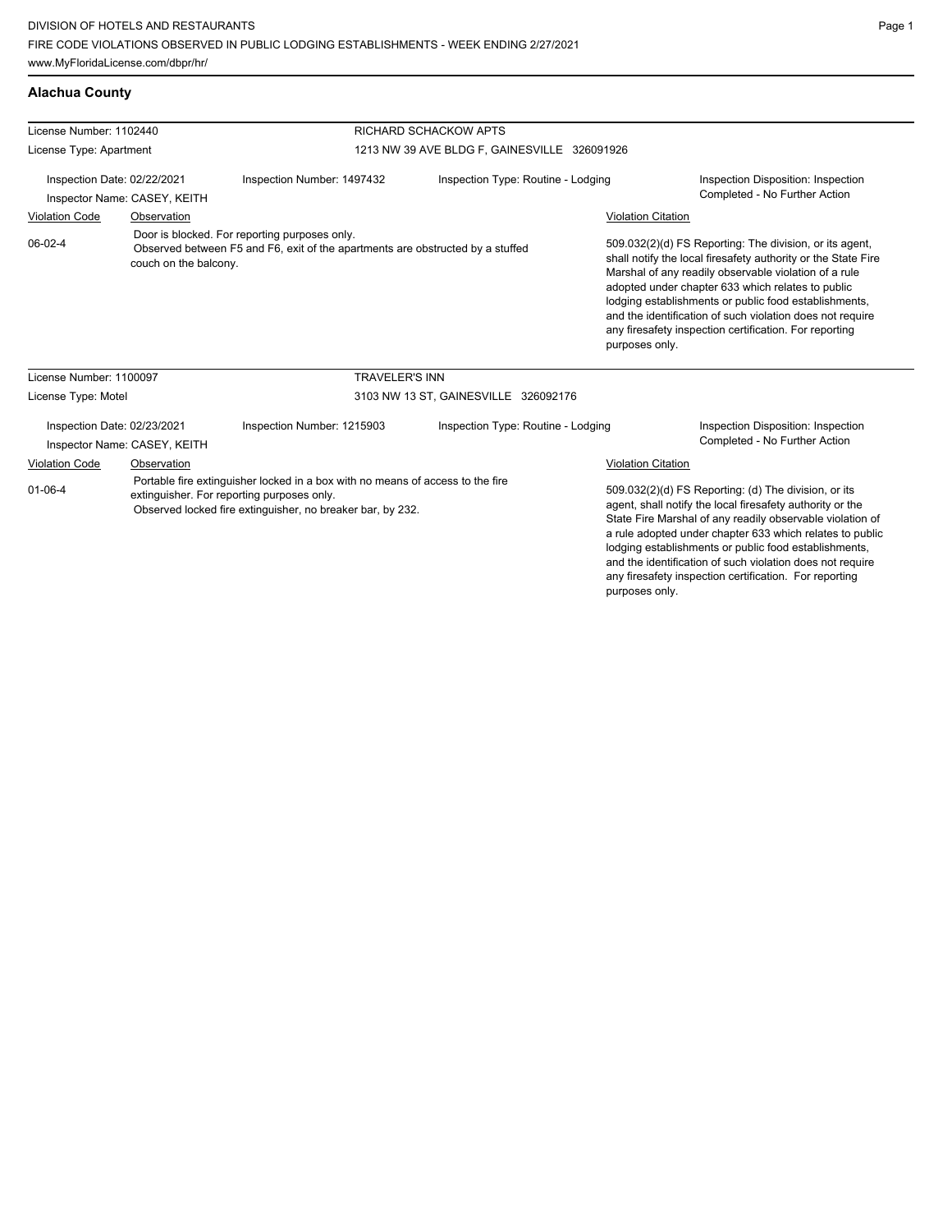DIVISION OF HOTELS AND RESTAURANTS
FIRE CODE VIOLATIONS OBSERVED IN PUBLIC LODGING ESTABLISHMENTS - WEEK ENDING 2/27/2021
www.MyFloridaLicense.com/dbpr/hr/

## Alachua County

License Number: 1102440 — RICHARD SCHACKOW APTS
License Type: Apartment — 1213 NW 39 AVE BLDG F, GAINESVILLE 326091926

Inspection Date: 02/22/2021
Inspection Number: 1497432
Inspection Type: Routine - Lodging
Inspection Disposition: Inspection Completed - No Further Action
Inspector Name: CASEY, KEITH

| Violation Code | Observation | Violation Citation |
| --- | --- | --- |
| 06-02-4 | Door is blocked. For reporting purposes only. Observed between F5 and F6, exit of the apartments are obstructed by a stuffed couch on the balcony. | 509.032(2)(d) FS Reporting: The division, or its agent, shall notify the local firesafety authority or the State Fire Marshal of any readily observable violation of a rule adopted under chapter 633 which relates to public lodging establishments or public food establishments, and the identification of such violation does not require any firesafety inspection certification. For reporting purposes only. |

License Number: 1100097 — TRAVELER'S INN
License Type: Motel — 3103 NW 13 ST, GAINESVILLE 326092176

Inspection Date: 02/23/2021
Inspection Number: 1215903
Inspection Type: Routine - Lodging
Inspection Disposition: Inspection Completed - No Further Action
Inspector Name: CASEY, KEITH

| Violation Code | Observation | Violation Citation |
| --- | --- | --- |
| 01-06-4 | Portable fire extinguisher locked in a box with no means of access to the fire extinguisher. For reporting purposes only. Observed locked fire extinguisher, no breaker bar, by 232. | 509.032(2)(d) FS Reporting: (d) The division, or its agent, shall notify the local firesafety authority or the State Fire Marshal of any readily observable violation of a rule adopted under chapter 633 which relates to public lodging establishments or public food establishments, and the identification of such violation does not require any firesafety inspection certification. For reporting purposes only. |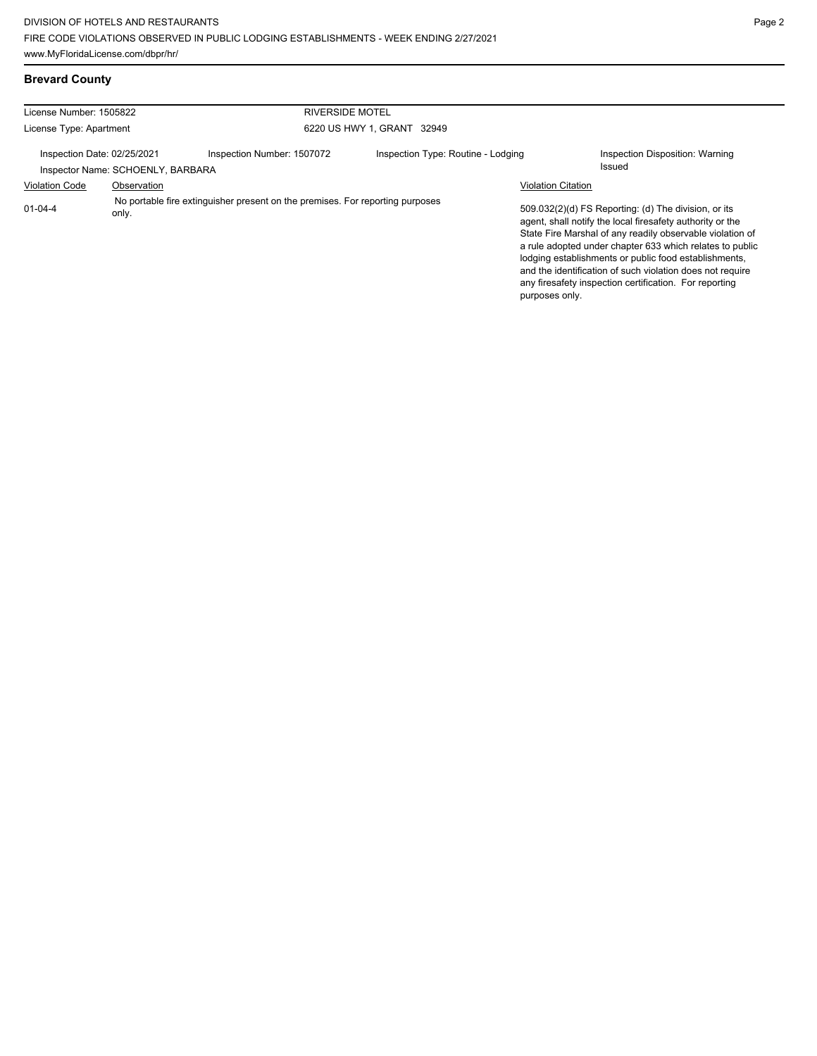## Brevard County

| License Number: 1505822 | | RIVERSIDE MOTEL | |
|---|---|---|---|
| License Type: Apartment | | 6220 US HWY 1, GRANT 32949 | |
| Inspection Date: 02/25/2021 | Inspection Number: 1507072 | Inspection Type: Routine - Lodging | Inspection Disposition: Warning Issued |
| Inspector Name: SCHOENLY, BARBARA | | | |

| Violation Code | Observation | Violation Citation |
|---|---|---|
| 01-04-4 | No portable fire extinguisher present on the premises. For reporting purposes only. | 509.032(2)(d) FS Reporting: (d) The division, or its agent, shall notify the local firesafety authority or the State Fire Marshal of any readily observable violation of a rule adopted under chapter 633 which relates to public lodging establishments or public food establishments, and the identification of such violation does not require any firesafety inspection certification. For reporting purposes only. |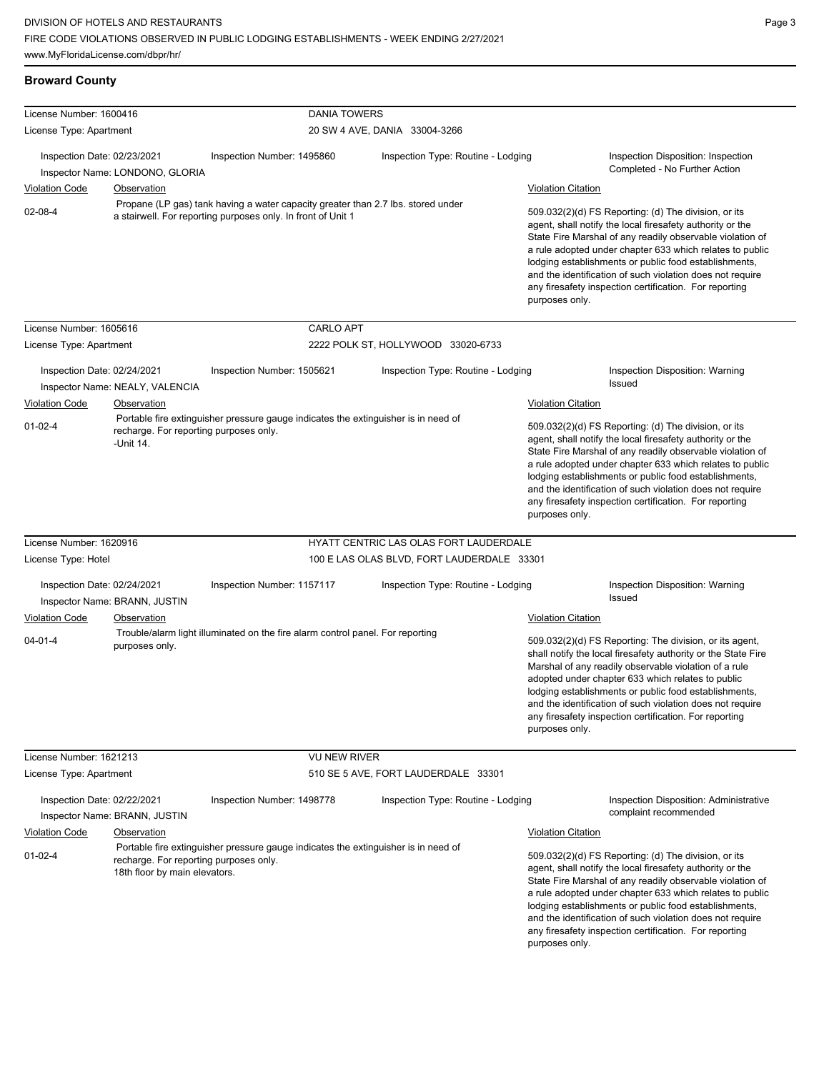**Broward County**

License Number: 1600416 — DANIA TOWERS
License Type: Apartment — 20 SW 4 AVE, DANIA 33004-3266

Inspection Date: 02/23/2021 | Inspection Number: 1495860 | Inspection Type: Routine - Lodging | Inspection Disposition: Inspection Completed - No Further Action
Inspector Name: LONDONO, GLORIA

| Violation Code | Observation | Violation Citation |
| --- | --- | --- |
| 02-08-4 | Propane (LP gas) tank having a water capacity greater than 2.7 lbs. stored under a stairwell. For reporting purposes only. In front of Unit 1 | 509.032(2)(d) FS Reporting: (d) The division, or its agent, shall notify the local firesafety authority or the State Fire Marshal of any readily observable violation of a rule adopted under chapter 633 which relates to public lodging establishments or public food establishments, and the identification of such violation does not require any firesafety inspection certification. For reporting purposes only. |

License Number: 1605616 — CARLO APT
License Type: Apartment — 2222 POLK ST, HOLLYWOOD 33020-6733

Inspection Date: 02/24/2021 | Inspection Number: 1505621 | Inspection Type: Routine - Lodging | Inspection Disposition: Warning Issued
Inspector Name: NEALY, VALENCIA

| Violation Code | Observation | Violation Citation |
| --- | --- | --- |
| 01-02-4 | Portable fire extinguisher pressure gauge indicates the extinguisher is in need of recharge. For reporting purposes only. -Unit 14. | 509.032(2)(d) FS Reporting: (d) The division, or its agent, shall notify the local firesafety authority or the State Fire Marshal of any readily observable violation of a rule adopted under chapter 633 which relates to public lodging establishments or public food establishments, and the identification of such violation does not require any firesafety inspection certification. For reporting purposes only. |

License Number: 1620916 — HYATT CENTRIC LAS OLAS FORT LAUDERDALE
License Type: Hotel — 100 E LAS OLAS BLVD, FORT LAUDERDALE 33301

Inspection Date: 02/24/2021 | Inspection Number: 1157117 | Inspection Type: Routine - Lodging | Inspection Disposition: Warning Issued
Inspector Name: BRANN, JUSTIN

| Violation Code | Observation | Violation Citation |
| --- | --- | --- |
| 04-01-4 | Trouble/alarm light illuminated on the fire alarm control panel. For reporting purposes only. | 509.032(2)(d) FS Reporting: The division, or its agent, shall notify the local firesafety authority or the State Fire Marshal of any readily observable violation of a rule adopted under chapter 633 which relates to public lodging establishments or public food establishments, and the identification of such violation does not require any firesafety inspection certification. For reporting purposes only. |

License Number: 1621213 — VU NEW RIVER
License Type: Apartment — 510 SE 5 AVE, FORT LAUDERDALE 33301

Inspection Date: 02/22/2021 | Inspection Number: 1498778 | Inspection Type: Routine - Lodging | Inspection Disposition: Administrative complaint recommended
Inspector Name: BRANN, JUSTIN

| Violation Code | Observation | Violation Citation |
| --- | --- | --- |
| 01-02-4 | Portable fire extinguisher pressure gauge indicates the extinguisher is in need of recharge. For reporting purposes only. 18th floor by main elevators. | 509.032(2)(d) FS Reporting: (d) The division, or its agent, shall notify the local firesafety authority or the State Fire Marshal of any readily observable violation of a rule adopted under chapter 633 which relates to public lodging establishments or public food establishments, and the identification of such violation does not require any firesafety inspection certification. For reporting purposes only. |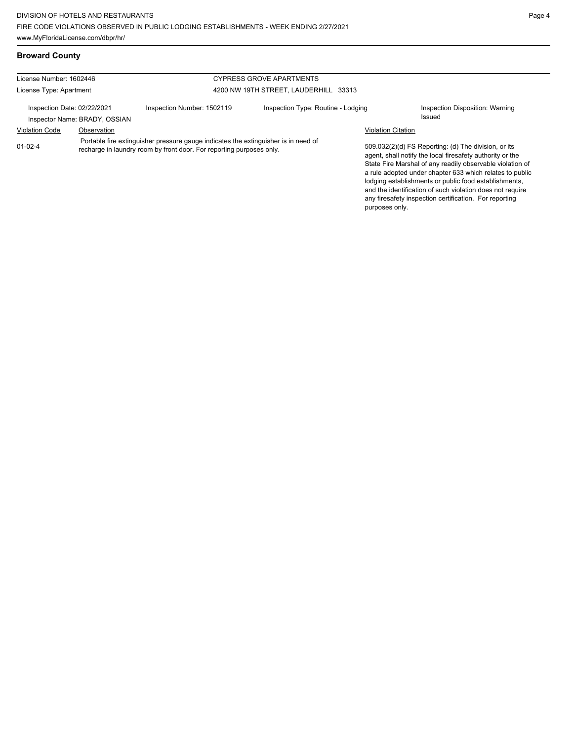## Broward County

License Number: 1602446

License Type: Apartment

CYPRESS GROVE APARTMENTS

4200 NW 19TH STREET, LAUDERHILL 33313

Inspection Date: 02/22/2021

Inspector Name: BRADY, OSSIAN

Inspection Number: 1502119

Inspection Type: Routine - Lodging

Inspection Disposition: Warning Issued

| Violation Code | Observation | Violation Citation |
|---|---|---|
| 01-02-4 | Portable fire extinguisher pressure gauge indicates the extinguisher is in need of recharge in laundry room by front door. For reporting purposes only. | 509.032(2)(d) FS Reporting: (d) The division, or its agent, shall notify the local firesafety authority or the State Fire Marshal of any readily observable violation of a rule adopted under chapter 633 which relates to public lodging establishments or public food establishments, and the identification of such violation does not require any firesafety inspection certification. For reporting purposes only. |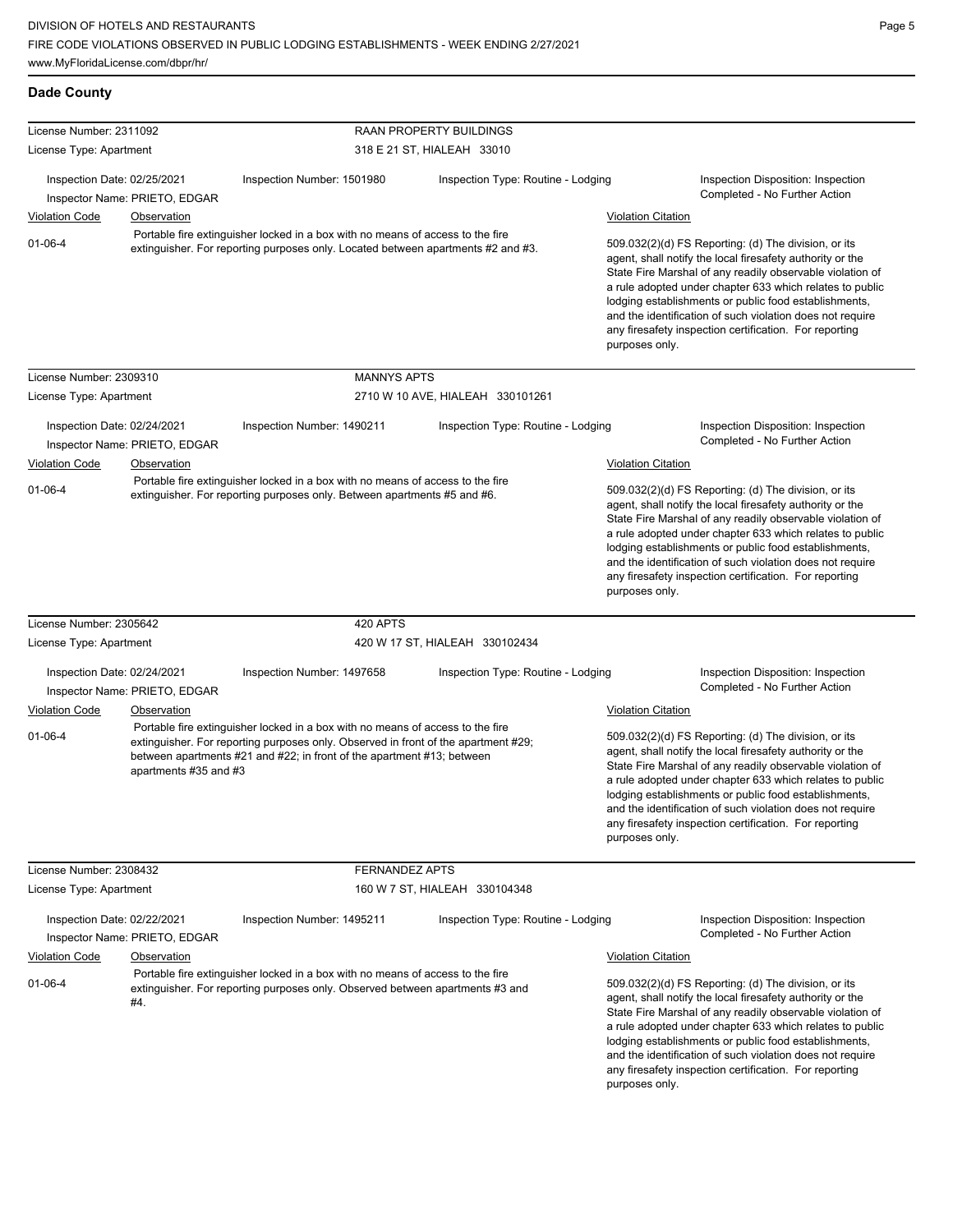## Dade County

**License Number:** 2311092 — **RAAN PROPERTY BUILDINGS**
**License Type:** Apartment — 318 E 21 ST, HIALEAH 33010

Inspection Date: 02/25/2021 | Inspection Number: 1501980 | Inspection Type: Routine - Lodging | Inspection Disposition: Inspection Completed - No Further Action
Inspector Name: PRIETO, EDGAR

| Violation Code | Observation | Violation Citation |
| --- | --- | --- |
| 01-06-4 | Portable fire extinguisher locked in a box with no means of access to the fire extinguisher. For reporting purposes only. Located between apartments #2 and #3. | 509.032(2)(d) FS Reporting: (d) The division, or its agent, shall notify the local firesafety authority or the State Fire Marshal of any readily observable violation of a rule adopted under chapter 633 which relates to public lodging establishments or public food establishments, and the identification of such violation does not require any firesafety inspection certification. For reporting purposes only. |

**License Number:** 2309310 — **MANNYS APTS**
**License Type:** Apartment — 2710 W 10 AVE, HIALEAH 330101261

Inspection Date: 02/24/2021 | Inspection Number: 1490211 | Inspection Type: Routine - Lodging | Inspection Disposition: Inspection Completed - No Further Action
Inspector Name: PRIETO, EDGAR

| Violation Code | Observation | Violation Citation |
| --- | --- | --- |
| 01-06-4 | Portable fire extinguisher locked in a box with no means of access to the fire extinguisher. For reporting purposes only. Between apartments #5 and #6. | 509.032(2)(d) FS Reporting: (d) The division, or its agent, shall notify the local firesafety authority or the State Fire Marshal of any readily observable violation of a rule adopted under chapter 633 which relates to public lodging establishments or public food establishments, and the identification of such violation does not require any firesafety inspection certification. For reporting purposes only. |

**License Number:** 2305642 — **420 APTS**
**License Type:** Apartment — 420 W 17 ST, HIALEAH 330102434

Inspection Date: 02/24/2021 | Inspection Number: 1497658 | Inspection Type: Routine - Lodging | Inspection Disposition: Inspection Completed - No Further Action
Inspector Name: PRIETO, EDGAR

| Violation Code | Observation | Violation Citation |
| --- | --- | --- |
| 01-06-4 | Portable fire extinguisher locked in a box with no means of access to the fire extinguisher. For reporting purposes only. Observed in front of the apartment #29; between apartments #21 and #22; in front of the apartment #13; between apartments #35 and #3 | 509.032(2)(d) FS Reporting: (d) The division, or its agent, shall notify the local firesafety authority or the State Fire Marshal of any readily observable violation of a rule adopted under chapter 633 which relates to public lodging establishments or public food establishments, and the identification of such violation does not require any firesafety inspection certification. For reporting purposes only. |

**License Number:** 2308432 — **FERNANDEZ APTS**
**License Type:** Apartment — 160 W 7 ST, HIALEAH 330104348

Inspection Date: 02/22/2021 | Inspection Number: 1495211 | Inspection Type: Routine - Lodging | Inspection Disposition: Inspection Completed - No Further Action
Inspector Name: PRIETO, EDGAR

| Violation Code | Observation | Violation Citation |
| --- | --- | --- |
| 01-06-4 | Portable fire extinguisher locked in a box with no means of access to the fire extinguisher. For reporting purposes only. Observed between apartments #3 and #4. | 509.032(2)(d) FS Reporting: (d) The division, or its agent, shall notify the local firesafety authority or the State Fire Marshal of any readily observable violation of a rule adopted under chapter 633 which relates to public lodging establishments or public food establishments, and the identification of such violation does not require any firesafety inspection certification. For reporting purposes only. |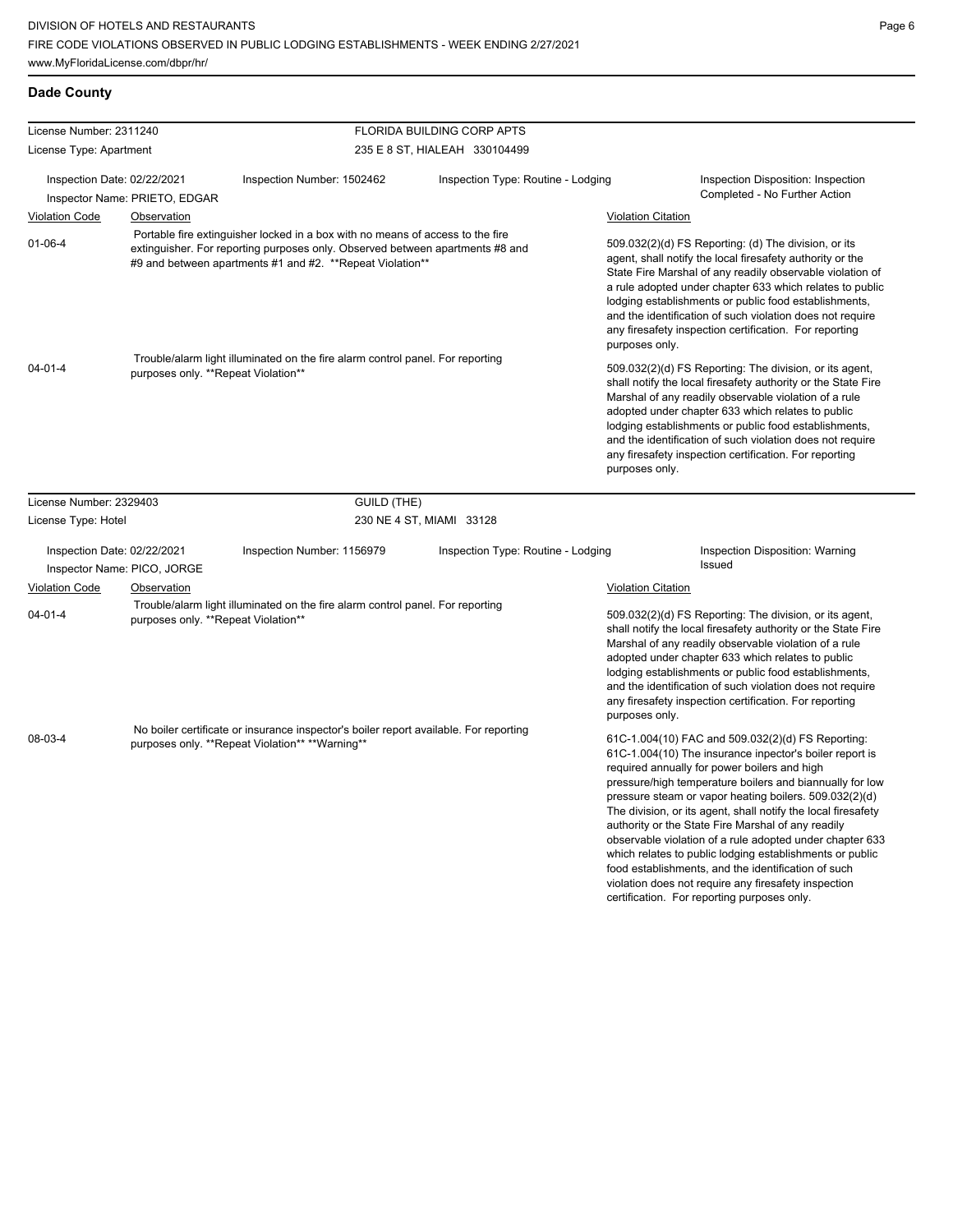## Dade County

License Number: 2311240
License Type: Apartment

FLORIDA BUILDING CORP APTS
235 E 8 ST, HIALEAH 330104499

Inspection Date: 02/22/2021
Inspector Name: PRIETO, EDGAR
Inspection Number: 1502462
Inspection Type: Routine - Lodging
Inspection Disposition: Inspection Completed - No Further Action

| Violation Code | Observation | Violation Citation |
|---|---|---|
| 01-06-4 | Portable fire extinguisher locked in a box with no means of access to the fire extinguisher. For reporting purposes only. Observed between apartments #8 and #9 and between apartments #1 and #2. **Repeat Violation** | 509.032(2)(d) FS Reporting: (d) The division, or its agent, shall notify the local firesafety authority or the State Fire Marshal of any readily observable violation of a rule adopted under chapter 633 which relates to public lodging establishments or public food establishments, and the identification of such violation does not require any firesafety inspection certification. For reporting purposes only. |
| 04-01-4 | Trouble/alarm light illuminated on the fire alarm control panel. For reporting purposes only. **Repeat Violation** | 509.032(2)(d) FS Reporting: The division, or its agent, shall notify the local firesafety authority or the State Fire Marshal of any readily observable violation of a rule adopted under chapter 633 which relates to public lodging establishments or public food establishments, and the identification of such violation does not require any firesafety inspection certification. For reporting purposes only. |

License Number: 2329403
License Type: Hotel

GUILD (THE)
230 NE 4 ST, MIAMI 33128

Inspection Date: 02/22/2021
Inspector Name: PICO, JORGE
Inspection Number: 1156979
Inspection Type: Routine - Lodging
Inspection Disposition: Warning Issued

| Violation Code | Observation | Violation Citation |
|---|---|---|
| 04-01-4 | Trouble/alarm light illuminated on the fire alarm control panel. For reporting purposes only. **Repeat Violation** | 509.032(2)(d) FS Reporting: The division, or its agent, shall notify the local firesafety authority or the State Fire Marshal of any readily observable violation of a rule adopted under chapter 633 which relates to public lodging establishments or public food establishments, and the identification of such violation does not require any firesafety inspection certification. For reporting purposes only. |
| 08-03-4 | No boiler certificate or insurance inspector's boiler report available. For reporting purposes only. **Repeat Violation** **Warning** | 61C-1.004(10) FAC and 509.032(2)(d) FS Reporting: 61C-1.004(10) The insurance inpector's boiler report is required annually for power boilers and high pressure/high temperature boilers and biannually for low pressure steam or vapor heating boilers. 509.032(2)(d) The division, or its agent, shall notify the local firesafety authority or the State Fire Marshal of any readily observable violation of a rule adopted under chapter 633 which relates to public lodging establishments or public food establishments, and the identification of such violation does not require any firesafety inspection certification. For reporting purposes only. |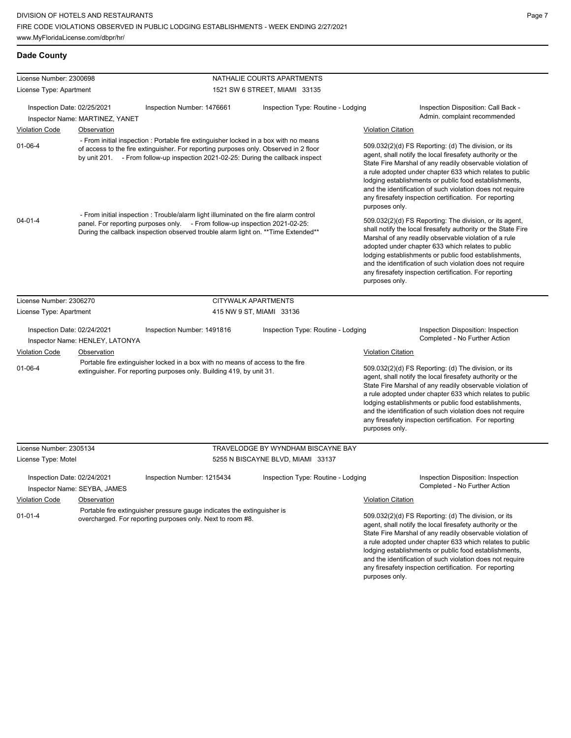DIVISION OF HOTELS AND RESTAURANTS
FIRE CODE VIOLATIONS OBSERVED IN PUBLIC LODGING ESTABLISHMENTS - WEEK ENDING 2/27/2021
www.MyFloridaLicense.com/dbpr/hr/

## Dade County

**License Number:** 2300698 — **NATHALIE COURTS APARTMENTS**
**License Type:** Apartment — 1521 SW 6 STREET, MIAMI 33135

**Inspection Date:** 02/25/2021 | **Inspection Number:** 1476661 | **Inspection Type:** Routine - Lodging | **Inspection Disposition:** Call Back - Admin. complaint recommended
**Inspector Name:** MARTINEZ, YANET

| Violation Code | Observation | Violation Citation |
| --- | --- | --- |
| 01-06-4 | - From initial inspection : Portable fire extinguisher locked in a box with no means of access to the fire extinguisher. For reporting purposes only. Observed in 2 floor by unit 201. - From follow-up inspection 2021-02-25: During the callback inspect | 509.032(2)(d) FS Reporting: (d) The division, or its agent, shall notify the local firesafety authority or the State Fire Marshal of any readily observable violation of a rule adopted under chapter 633 which relates to public lodging establishments or public food establishments, and the identification of such violation does not require any firesafety inspection certification. For reporting purposes only. |
| 04-01-4 | - From initial inspection : Trouble/alarm light illuminated on the fire alarm control panel. For reporting purposes only. - From follow-up inspection 2021-02-25: During the callback inspection observed trouble alarm light on. **Time Extended** | 509.032(2)(d) FS Reporting: The division, or its agent, shall notify the local firesafety authority or the State Fire Marshal of any readily observable violation of a rule adopted under chapter 633 which relates to public lodging establishments or public food establishments, and the identification of such violation does not require any firesafety inspection certification. For reporting purposes only. |

**License Number:** 2306270 — **CITYWALK APARTMENTS**
**License Type:** Apartment — 415 NW 9 ST, MIAMI 33136

**Inspection Date:** 02/24/2021 | **Inspection Number:** 1491816 | **Inspection Type:** Routine - Lodging | **Inspection Disposition:** Inspection Completed - No Further Action
**Inspector Name:** HENLEY, LATONYA

| Violation Code | Observation | Violation Citation |
| --- | --- | --- |
| 01-06-4 | Portable fire extinguisher locked in a box with no means of access to the fire extinguisher. For reporting purposes only. Building 419, by unit 31. | 509.032(2)(d) FS Reporting: (d) The division, or its agent, shall notify the local firesafety authority or the State Fire Marshal of any readily observable violation of a rule adopted under chapter 633 which relates to public lodging establishments or public food establishments, and the identification of such violation does not require any firesafety inspection certification. For reporting purposes only. |

**License Number:** 2305134 — **TRAVELODGE BY WYNDHAM BISCAYNE BAY**
**License Type:** Motel — 5255 N BISCAYNE BLVD, MIAMI 33137

**Inspection Date:** 02/24/2021 | **Inspection Number:** 1215434 | **Inspection Type:** Routine - Lodging | **Inspection Disposition:** Inspection Completed - No Further Action
**Inspector Name:** SEYBA, JAMES

| Violation Code | Observation | Violation Citation |
| --- | --- | --- |
| 01-01-4 | Portable fire extinguisher pressure gauge indicates the extinguisher is overcharged. For reporting purposes only. Next to room #8. | 509.032(2)(d) FS Reporting: (d) The division, or its agent, shall notify the local firesafety authority or the State Fire Marshal of any readily observable violation of a rule adopted under chapter 633 which relates to public lodging establishments or public food establishments, and the identification of such violation does not require any firesafety inspection certification. For reporting purposes only. |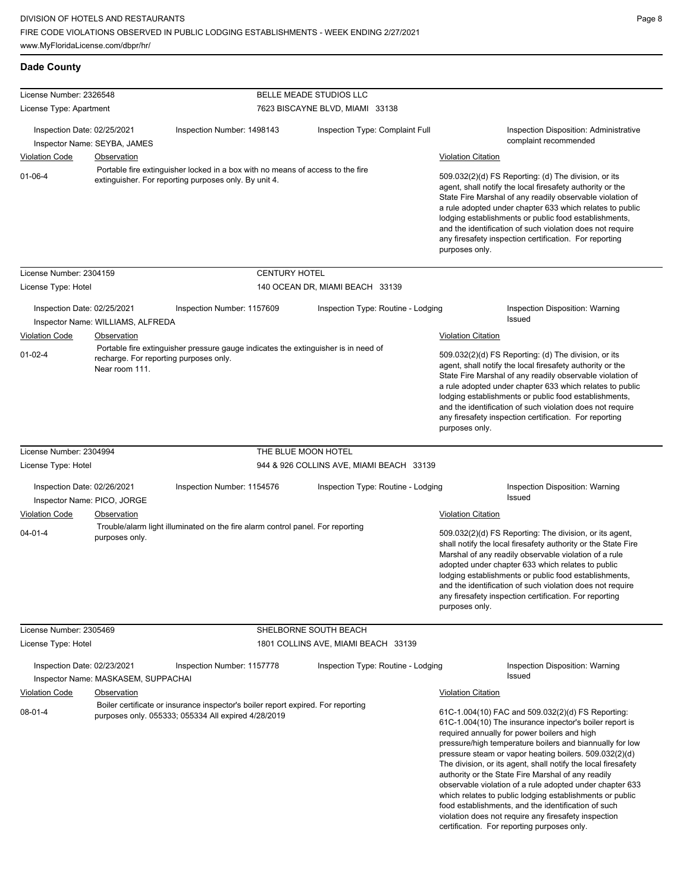## Dade County

**License Number:** 2326548 — **BELLE MEADE STUDIOS LLC**
**License Type:** Apartment — 7623 BISCAYNE BLVD, MIAMI 33138

Inspection Date: 02/25/2021 | Inspection Number: 1498143 | Inspection Type: Complaint Full | Inspection Disposition: Administrative complaint recommended
Inspector Name: SEYBA, JAMES

| Violation Code | Observation | Violation Citation |
|---|---|---|
| 01-06-4 | Portable fire extinguisher locked in a box with no means of access to the fire extinguisher. For reporting purposes only. By unit 4. | 509.032(2)(d) FS Reporting: (d) The division, or its agent, shall notify the local firesafety authority or the State Fire Marshal of any readily observable violation of a rule adopted under chapter 633 which relates to public lodging establishments or public food establishments, and the identification of such violation does not require any firesafety inspection certification. For reporting purposes only. |

**License Number:** 2304159 — **CENTURY HOTEL**
**License Type:** Hotel — 140 OCEAN DR, MIAMI BEACH 33139

Inspection Date: 02/25/2021 | Inspection Number: 1157609 | Inspection Type: Routine - Lodging | Inspection Disposition: Warning Issued
Inspector Name: WILLIAMS, ALFREDA

| Violation Code | Observation | Violation Citation |
|---|---|---|
| 01-02-4 | Portable fire extinguisher pressure gauge indicates the extinguisher is in need of recharge. For reporting purposes only. Near room 111. | 509.032(2)(d) FS Reporting: (d) The division, or its agent, shall notify the local firesafety authority or the State Fire Marshal of any readily observable violation of a rule adopted under chapter 633 which relates to public lodging establishments or public food establishments, and the identification of such violation does not require any firesafety inspection certification. For reporting purposes only. |

**License Number:** 2304994 — **THE BLUE MOON HOTEL**
**License Type:** Hotel — 944 & 926 COLLINS AVE, MIAMI BEACH 33139

Inspection Date: 02/26/2021 | Inspection Number: 1154576 | Inspection Type: Routine - Lodging | Inspection Disposition: Warning Issued
Inspector Name: PICO, JORGE

| Violation Code | Observation | Violation Citation |
|---|---|---|
| 04-01-4 | Trouble/alarm light illuminated on the fire alarm control panel. For reporting purposes only. | 509.032(2)(d) FS Reporting: The division, or its agent, shall notify the local firesafety authority or the State Fire Marshal of any readily observable violation of a rule adopted under chapter 633 which relates to public lodging establishments or public food establishments, and the identification of such violation does not require any firesafety inspection certification. For reporting purposes only. |

**License Number:** 2305469 — **SHELBORNE SOUTH BEACH**
**License Type:** Hotel — 1801 COLLINS AVE, MIAMI BEACH 33139

Inspection Date: 02/23/2021 | Inspection Number: 1157778 | Inspection Type: Routine - Lodging | Inspection Disposition: Warning Issued
Inspector Name: MASKASEM, SUPPACHAI

| Violation Code | Observation | Violation Citation |
|---|---|---|
| 08-01-4 | Boiler certificate or insurance inspector's boiler report expired. For reporting purposes only. 055333; 055334 All expired 4/28/2019 | 61C-1.004(10) FAC and 509.032(2)(d) FS Reporting: 61C-1.004(10) The insurance inpector's boiler report is required annually for power boilers and high pressure/high temperature boilers and biannually for low pressure steam or vapor heating boilers. 509.032(2)(d) The division, or its agent, shall notify the local firesafety authority or the State Fire Marshal of any readily observable violation of a rule adopted under chapter 633 which relates to public lodging establishments or public food establishments, and the identification of such violation does not require any firesafety inspection certification. For reporting purposes only. |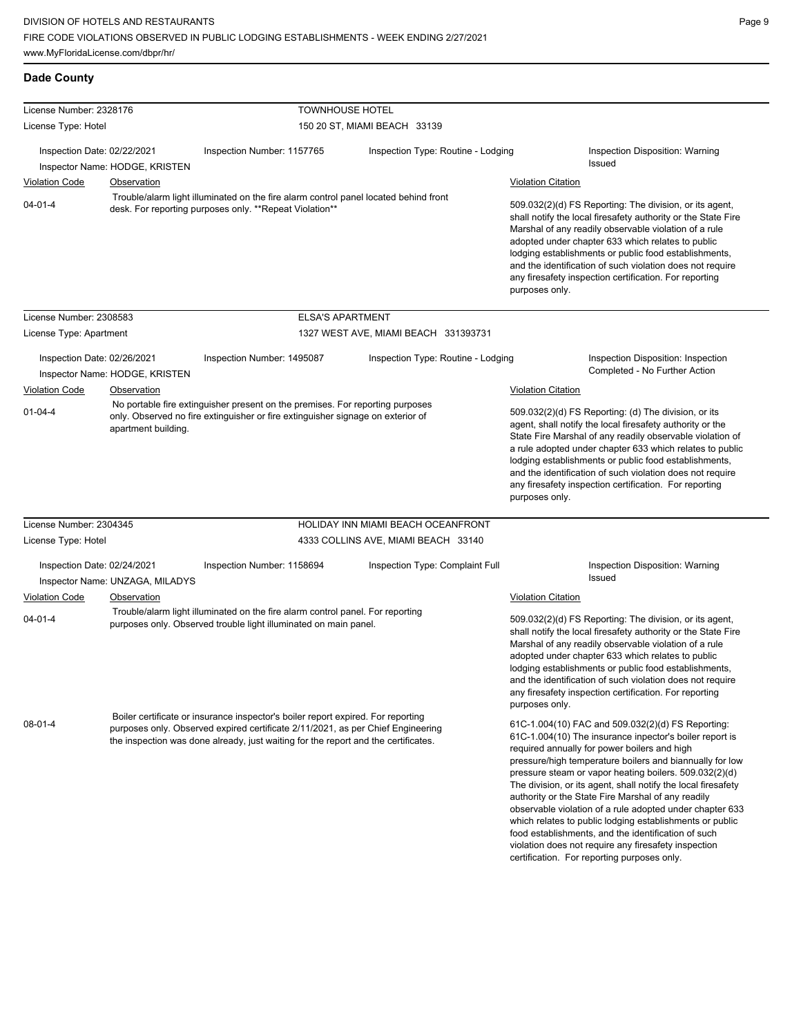## Dade County

**License Number:** 2328176 — **TOWNHOUSE HOTEL**
**License Type:** Hotel — 150 20 ST, MIAMI BEACH 33139

Inspection Date: 02/22/2021 | Inspection Number: 1157765 | Inspection Type: Routine - Lodging | Inspection Disposition: Warning Issued
Inspector Name: HODGE, KRISTEN

| Violation Code | Observation | Violation Citation |
|---|---|---|
| 04-01-4 | Trouble/alarm light illuminated on the fire alarm control panel located behind front desk. For reporting purposes only. **Repeat Violation** | 509.032(2)(d) FS Reporting: The division, or its agent, shall notify the local firesafety authority or the State Fire Marshal of any readily observable violation of a rule adopted under chapter 633 which relates to public lodging establishments or public food establishments, and the identification of such violation does not require any firesafety inspection certification. For reporting purposes only. |

**License Number:** 2308583 — **ELSA'S APARTMENT**
**License Type:** Apartment — 1327 WEST AVE, MIAMI BEACH 331393731

Inspection Date: 02/26/2021 | Inspection Number: 1495087 | Inspection Type: Routine - Lodging | Inspection Disposition: Inspection Completed - No Further Action
Inspector Name: HODGE, KRISTEN

| Violation Code | Observation | Violation Citation |
|---|---|---|
| 01-04-4 | No portable fire extinguisher present on the premises. For reporting purposes only. Observed no fire extinguisher or fire extinguisher signage on exterior of apartment building. | 509.032(2)(d) FS Reporting: (d) The division, or its agent, shall notify the local firesafety authority or the State Fire Marshal of any readily observable violation of a rule adopted under chapter 633 which relates to public lodging establishments or public food establishments, and the identification of such violation does not require any firesafety inspection certification. For reporting purposes only. |

**License Number:** 2304345 — **HOLIDAY INN MIAMI BEACH OCEANFRONT**
**License Type:** Hotel — 4333 COLLINS AVE, MIAMI BEACH 33140

Inspection Date: 02/24/2021 | Inspection Number: 1158694 | Inspection Type: Complaint Full | Inspection Disposition: Warning Issued
Inspector Name: UNZAGA, MILADYS

| Violation Code | Observation | Violation Citation |
|---|---|---|
| 04-01-4 | Trouble/alarm light illuminated on the fire alarm control panel. For reporting purposes only. Observed trouble light illuminated on main panel. | 509.032(2)(d) FS Reporting: The division, or its agent, shall notify the local firesafety authority or the State Fire Marshal of any readily observable violation of a rule adopted under chapter 633 which relates to public lodging establishments or public food establishments, and the identification of such violation does not require any firesafety inspection certification. For reporting purposes only. |
| 08-01-4 | Boiler certificate or insurance inspector's boiler report expired. For reporting purposes only. Observed expired certificate 2/11/2021, as per Chief Engineering the inspection was done already, just waiting for the report and the certificates. | 61C-1.004(10) FAC and 509.032(2)(d) FS Reporting: 61C-1.004(10) The insurance inpector's boiler report is required annually for power boilers and high pressure/high temperature boilers and biannually for low pressure steam or vapor heating boilers. 509.032(2)(d) The division, or its agent, shall notify the local firesafety authority or the State Fire Marshal of any readily observable violation of a rule adopted under chapter 633 which relates to public lodging establishments or public food establishments, and the identification of such violation does not require any firesafety inspection certification. For reporting purposes only. |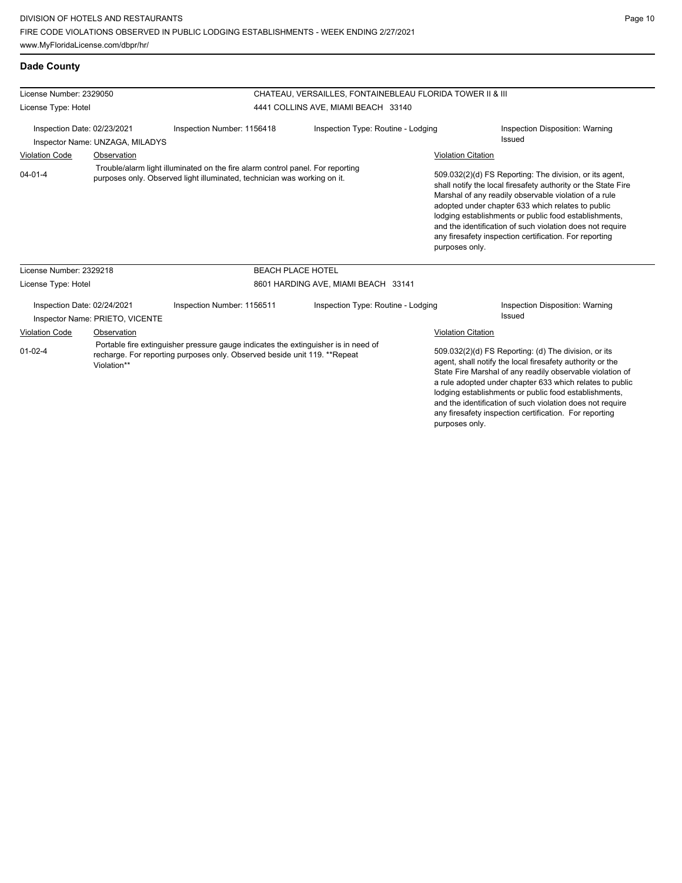## Dade County

**License Number:** 2329050 — CHATEAU, VERSAILLES, FONTAINEBLEAU FLORIDA TOWER II & III
**License Type:** Hotel — 4441 COLLINS AVE, MIAMI BEACH 33140

Inspection Date: 02/23/2021 | Inspection Number: 1156418 | Inspection Type: Routine - Lodging | Inspection Disposition: Warning Issued
Inspector Name: UNZAGA, MILADYS

| Violation Code | Observation | Violation Citation |
|---|---|---|
| 04-01-4 | Trouble/alarm light illuminated on the fire alarm control panel. For reporting purposes only. Observed light illuminated, technician was working on it. | 509.032(2)(d) FS Reporting: The division, or its agent, shall notify the local firesafety authority or the State Fire Marshal of any readily observable violation of a rule adopted under chapter 633 which relates to public lodging establishments or public food establishments, and the identification of such violation does not require any firesafety inspection certification. For reporting purposes only. |

**License Number:** 2329218 — BEACH PLACE HOTEL
**License Type:** Hotel — 8601 HARDING AVE, MIAMI BEACH 33141

Inspection Date: 02/24/2021 | Inspection Number: 1156511 | Inspection Type: Routine - Lodging | Inspection Disposition: Warning Issued
Inspector Name: PRIETO, VICENTE

| Violation Code | Observation | Violation Citation |
|---|---|---|
| 01-02-4 | Portable fire extinguisher pressure gauge indicates the extinguisher is in need of recharge. For reporting purposes only. Observed beside unit 119. **Repeat Violation** | 509.032(2)(d) FS Reporting: (d) The division, or its agent, shall notify the local firesafety authority or the State Fire Marshal of any readily observable violation of a rule adopted under chapter 633 which relates to public lodging establishments or public food establishments, and the identification of such violation does not require any firesafety inspection certification. For reporting purposes only. |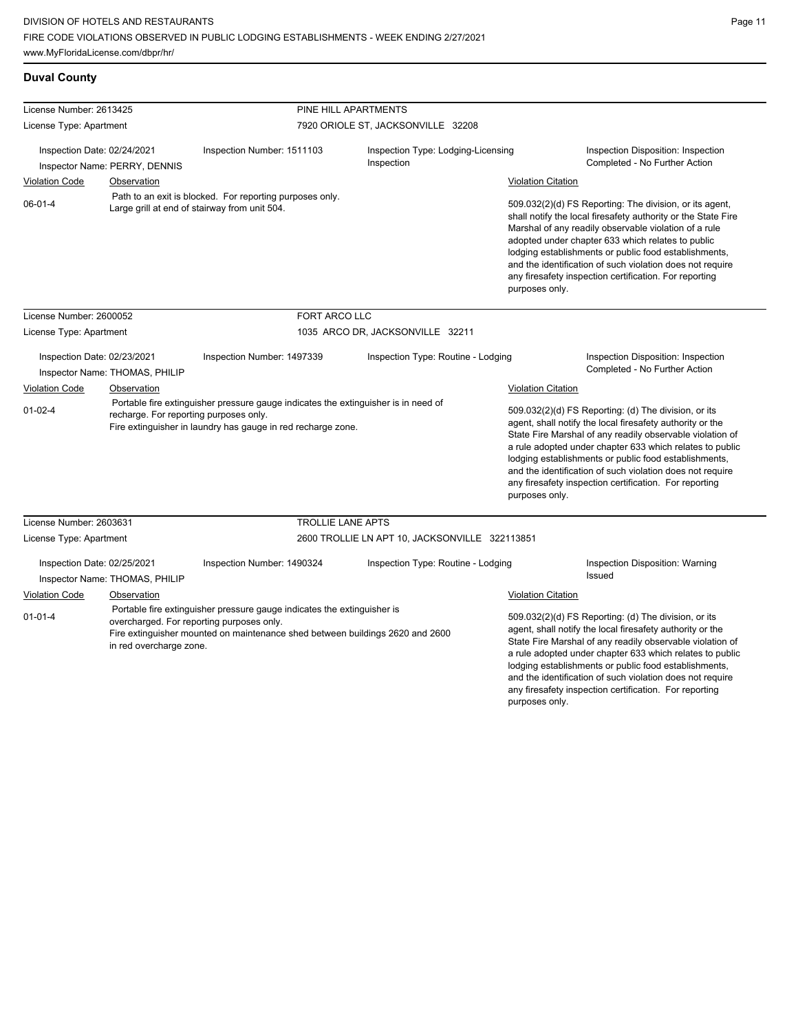## Duval County

| License Number: 2613425 | | PINE HILL APARTMENTS | |
|---|---|---|---|
| License Type: Apartment | | 7920 ORIOLE ST, JACKSONVILLE 32208 | |
| Inspection Date: 02/24/2021 | Inspection Number: 1511103 | Inspection Type: Lodging-Licensing Inspection | Inspection Disposition: Inspection Completed - No Further Action |
| Inspector Name: PERRY, DENNIS | | | |

| Violation Code | Observation | Violation Citation |
|---|---|---|
| 06-01-4 | Path to an exit is blocked. For reporting purposes only. Large grill at end of stairway from unit 504. | 509.032(2)(d) FS Reporting: The division, or its agent, shall notify the local firesafety authority or the State Fire Marshal of any readily observable violation of a rule adopted under chapter 633 which relates to public lodging establishments or public food establishments, and the identification of such violation does not require any firesafety inspection certification. For reporting purposes only. |

| License Number: 2600052 | | FORT ARCO LLC | |
|---|---|---|---|
| License Type: Apartment | | 1035 ARCO DR, JACKSONVILLE 32211 | |
| Inspection Date: 02/23/2021 | Inspection Number: 1497339 | Inspection Type: Routine - Lodging | Inspection Disposition: Inspection Completed - No Further Action |
| Inspector Name: THOMAS, PHILIP | | | |

| Violation Code | Observation | Violation Citation |
|---|---|---|
| 01-02-4 | Portable fire extinguisher pressure gauge indicates the extinguisher is in need of recharge. For reporting purposes only. Fire extinguisher in laundry has gauge in red recharge zone. | 509.032(2)(d) FS Reporting: (d) The division, or its agent, shall notify the local firesafety authority or the State Fire Marshal of any readily observable violation of a rule adopted under chapter 633 which relates to public lodging establishments or public food establishments, and the identification of such violation does not require any firesafety inspection certification. For reporting purposes only. |

| License Number: 2603631 | | TROLLIE LANE APTS | |
|---|---|---|---|
| License Type: Apartment | | 2600 TROLLIE LN APT 10, JACKSONVILLE 322113851 | |
| Inspection Date: 02/25/2021 | Inspection Number: 1490324 | Inspection Type: Routine - Lodging | Inspection Disposition: Warning Issued |
| Inspector Name: THOMAS, PHILIP | | | |

| Violation Code | Observation | Violation Citation |
|---|---|---|
| 01-01-4 | Portable fire extinguisher pressure gauge indicates the extinguisher is overcharged. For reporting purposes only. Fire extinguisher mounted on maintenance shed between buildings 2620 and 2600 in red overcharge zone. | 509.032(2)(d) FS Reporting: (d) The division, or its agent, shall notify the local firesafety authority or the State Fire Marshal of any readily observable violation of a rule adopted under chapter 633 which relates to public lodging establishments or public food establishments, and the identification of such violation does not require any firesafety inspection certification. For reporting purposes only. |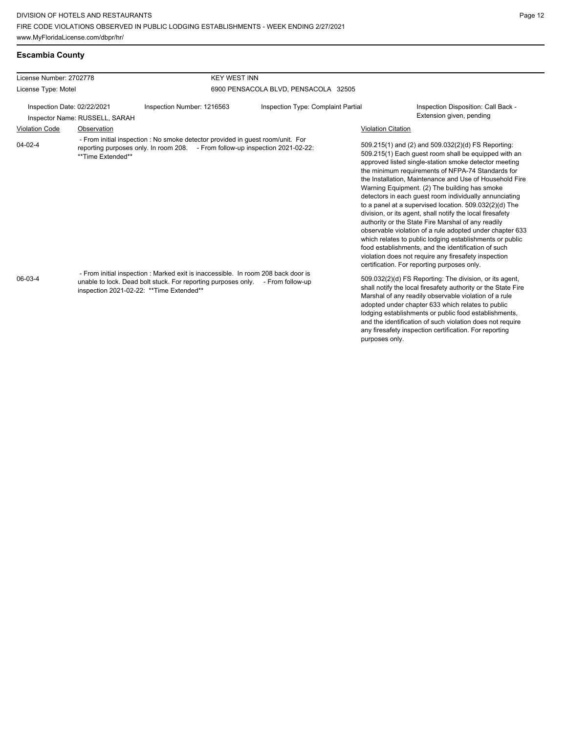## Escambia County

| License Number: 2702778 | KEY WEST INN |
|---|---|
| License Type: Motel | 6900 PENSACOLA BLVD, PENSACOLA 32505 |

Inspection Date: 02/22/2021 | Inspection Number: 1216563 | Inspection Type: Complaint Partial | Inspection Disposition: Call Back - Extension given, pending

Inspector Name: RUSSELL, SARAH

| Violation Code | Observation | Violation Citation |
|---|---|---|
| 04-02-4 | - From initial inspection : No smoke detector provided in guest room/unit. For reporting purposes only. In room 208. - From follow-up inspection 2021-02-22: **Time Extended** | 509.215(1) and (2) and 509.032(2)(d) FS Reporting: 509.215(1) Each guest room shall be equipped with an approved listed single-station smoke detector meeting the minimum requirements of NFPA-74 Standards for the Installation, Maintenance and Use of Household Fire Warning Equipment. (2) The building has smoke detectors in each guest room individually annunciating to a panel at a supervised location. 509.032(2)(d) The division, or its agent, shall notify the local firesafety authority or the State Fire Marshal of any readily observable violation of a rule adopted under chapter 633 which relates to public lodging establishments or public food establishments, and the identification of such violation does not require any firesafety inspection certification. For reporting purposes only. |
| 06-03-4 | - From initial inspection : Marked exit is inaccessible. In room 208 back door is unable to lock. Dead bolt stuck. For reporting purposes only. - From follow-up inspection 2021-02-22: **Time Extended** | 509.032(2)(d) FS Reporting: The division, or its agent, shall notify the local firesafety authority or the State Fire Marshal of any readily observable violation of a rule adopted under chapter 633 which relates to public lodging establishments or public food establishments, and the identification of such violation does not require any firesafety inspection certification. For reporting purposes only. |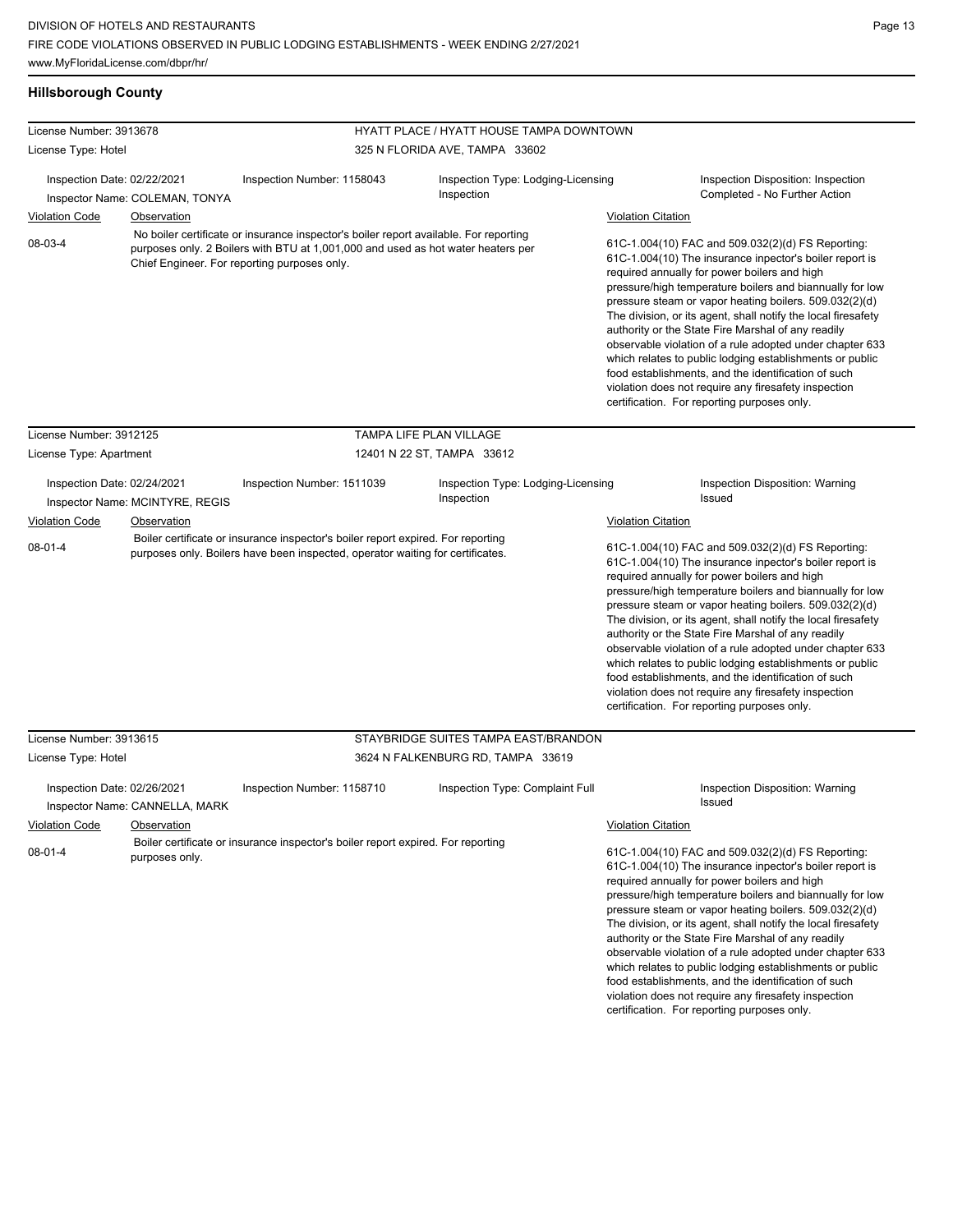## Hillsborough County

**License Number:** 3913678
**License Type:** Hotel

**HYATT PLACE / HYATT HOUSE TAMPA DOWNTOWN**
325 N FLORIDA AVE, TAMPA 33602

Inspection Date: 02/22/2021
Inspector Name: COLEMAN, TONYA
Inspection Number: 1158043
Inspection Type: Lodging-Licensing Inspection
Inspection Disposition: Inspection Completed - No Further Action

| Violation Code | Observation | Violation Citation |
| --- | --- | --- |
| 08-03-4 | No boiler certificate or insurance inspector's boiler report available. For reporting purposes only. 2 Boilers with BTU at 1,001,000 and used as hot water heaters per Chief Engineer. For reporting purposes only. | 61C-1.004(10) FAC and 509.032(2)(d) FS Reporting: 61C-1.004(10) The insurance inpector's boiler report is required annually for power boilers and high pressure/high temperature boilers and biannually for low pressure steam or vapor heating boilers. 509.032(2)(d) The division, or its agent, shall notify the local firesafety authority or the State Fire Marshal of any readily observable violation of a rule adopted under chapter 633 which relates to public lodging establishments or public food establishments, and the identification of such violation does not require any firesafety inspection certification. For reporting purposes only. |

**License Number:** 3912125
**License Type:** Apartment

**TAMPA LIFE PLAN VILLAGE**
12401 N 22 ST, TAMPA 33612

Inspection Date: 02/24/2021
Inspector Name: MCINTYRE, REGIS
Inspection Number: 1511039
Inspection Type: Lodging-Licensing Inspection
Inspection Disposition: Warning Issued

| Violation Code | Observation | Violation Citation |
| --- | --- | --- |
| 08-01-4 | Boiler certificate or insurance inspector's boiler report expired. For reporting purposes only. Boilers have been inspected, operator waiting for certificates. | 61C-1.004(10) FAC and 509.032(2)(d) FS Reporting: 61C-1.004(10) The insurance inpector's boiler report is required annually for power boilers and high pressure/high temperature boilers and biannually for low pressure steam or vapor heating boilers. 509.032(2)(d) The division, or its agent, shall notify the local firesafety authority or the State Fire Marshal of any readily observable violation of a rule adopted under chapter 633 which relates to public lodging establishments or public food establishments, and the identification of such violation does not require any firesafety inspection certification. For reporting purposes only. |

**License Number:** 3913615
**License Type:** Hotel

**STAYBRIDGE SUITES TAMPA EAST/BRANDON**
3624 N FALKENBURG RD, TAMPA 33619

Inspection Date: 02/26/2021
Inspector Name: CANNELLA, MARK
Inspection Number: 1158710
Inspection Type: Complaint Full
Inspection Disposition: Warning Issued

| Violation Code | Observation | Violation Citation |
| --- | --- | --- |
| 08-01-4 | Boiler certificate or insurance inspector's boiler report expired. For reporting purposes only. | 61C-1.004(10) FAC and 509.032(2)(d) FS Reporting: 61C-1.004(10) The insurance inpector's boiler report is required annually for power boilers and high pressure/high temperature boilers and biannually for low pressure steam or vapor heating boilers. 509.032(2)(d) The division, or its agent, shall notify the local firesafety authority or the State Fire Marshal of any readily observable violation of a rule adopted under chapter 633 which relates to public lodging establishments or public food establishments, and the identification of such violation does not require any firesafety inspection certification. For reporting purposes only. |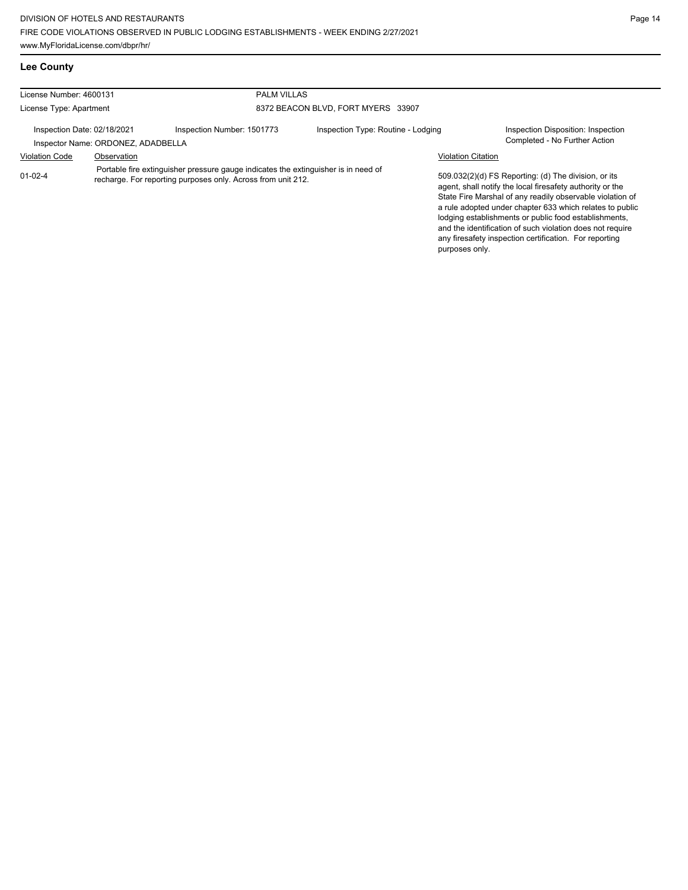## Lee County

| License Number: 4600131 | | PALM VILLAS | |
|---|---|---|---|
| License Type: Apartment | | 8372 BEACON BLVD, FORT MYERS 33907 | |
| Inspection Date: 02/18/2021 | Inspection Number: 1501773 | Inspection Type: Routine - Lodging | Inspection Disposition: Inspection Completed - No Further Action |
| Inspector Name: ORDONEZ, ADADBELLA | | | |

| Violation Code | Observation | Violation Citation |
|---|---|---|
| 01-02-4 | Portable fire extinguisher pressure gauge indicates the extinguisher is in need of recharge. For reporting purposes only. Across from unit 212. | 509.032(2)(d) FS Reporting: (d) The division, or its agent, shall notify the local firesafety authority or the State Fire Marshal of any readily observable violation of a rule adopted under chapter 633 which relates to public lodging establishments or public food establishments, and the identification of such violation does not require any firesafety inspection certification. For reporting purposes only. |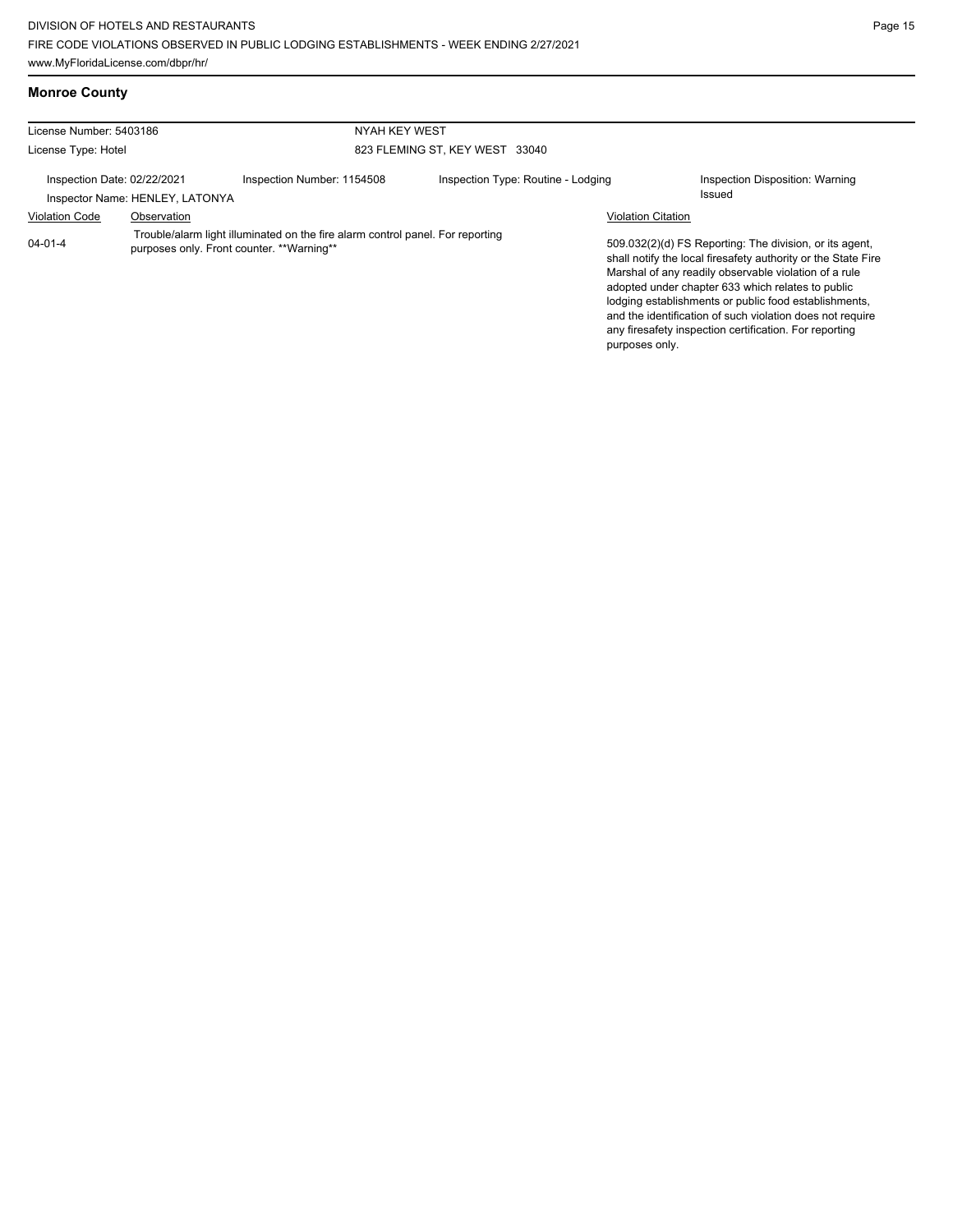## Monroe County

License Number: 5403186 | NYAH KEY WEST

License Type: Hotel | 823 FLEMING ST, KEY WEST 33040

Inspection Date: 02/22/2021 | Inspection Number: 1154508 | Inspection Type: Routine - Lodging | Inspection Disposition: Warning Issued

Inspector Name: HENLEY, LATONYA

| Violation Code | Observation | Violation Citation |
|---|---|---|
| 04-01-4 | Trouble/alarm light illuminated on the fire alarm control panel. For reporting purposes only. Front counter. **Warning** | 509.032(2)(d) FS Reporting: The division, or its agent, shall notify the local firesafety authority or the State Fire Marshal of any readily observable violation of a rule adopted under chapter 633 which relates to public lodging establishments or public food establishments, and the identification of such violation does not require any firesafety inspection certification. For reporting purposes only. |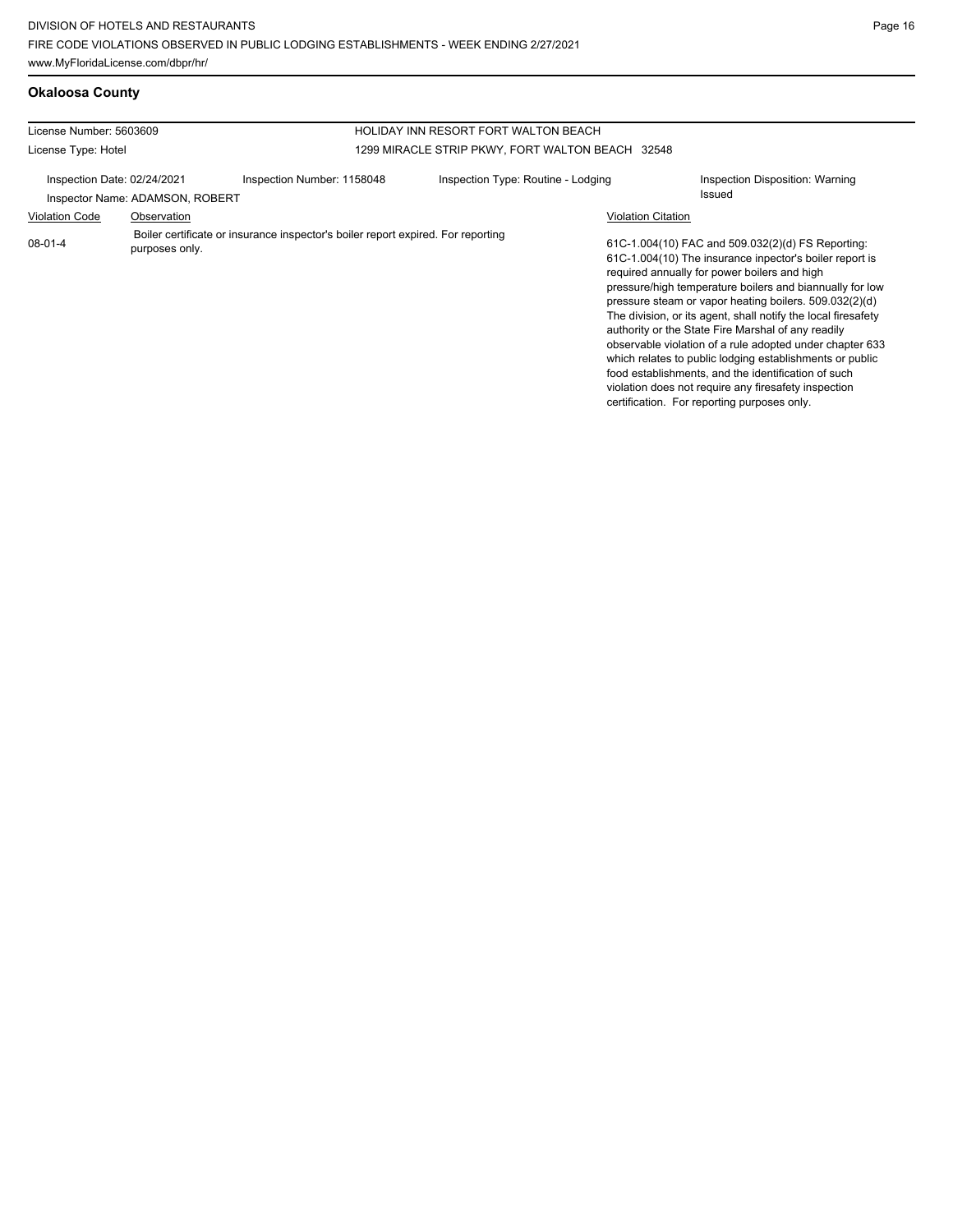## Okaloosa County

License Number: 5603609

License Type: Hotel

HOLIDAY INN RESORT FORT WALTON BEACH

1299 MIRACLE STRIP PKWY, FORT WALTON BEACH 32548

Inspection Date: 02/24/2021 | Inspection Number: 1158048 | Inspection Type: Routine - Lodging | Inspection Disposition: Warning Issued

Inspector Name: ADAMSON, ROBERT

| Violation Code | Observation | Violation Citation |
| --- | --- | --- |
| 08-01-4 | Boiler certificate or insurance inspector's boiler report expired. For reporting purposes only. | 61C-1.004(10) FAC and 509.032(2)(d) FS Reporting: 61C-1.004(10) The insurance inpector's boiler report is required annually for power boilers and high pressure/high temperature boilers and biannually for low pressure steam or vapor heating boilers. 509.032(2)(d) The division, or its agent, shall notify the local firesafety authority or the State Fire Marshal of any readily observable violation of a rule adopted under chapter 633 which relates to public lodging establishments or public food establishments, and the identification of such violation does not require any firesafety inspection certification. For reporting purposes only. |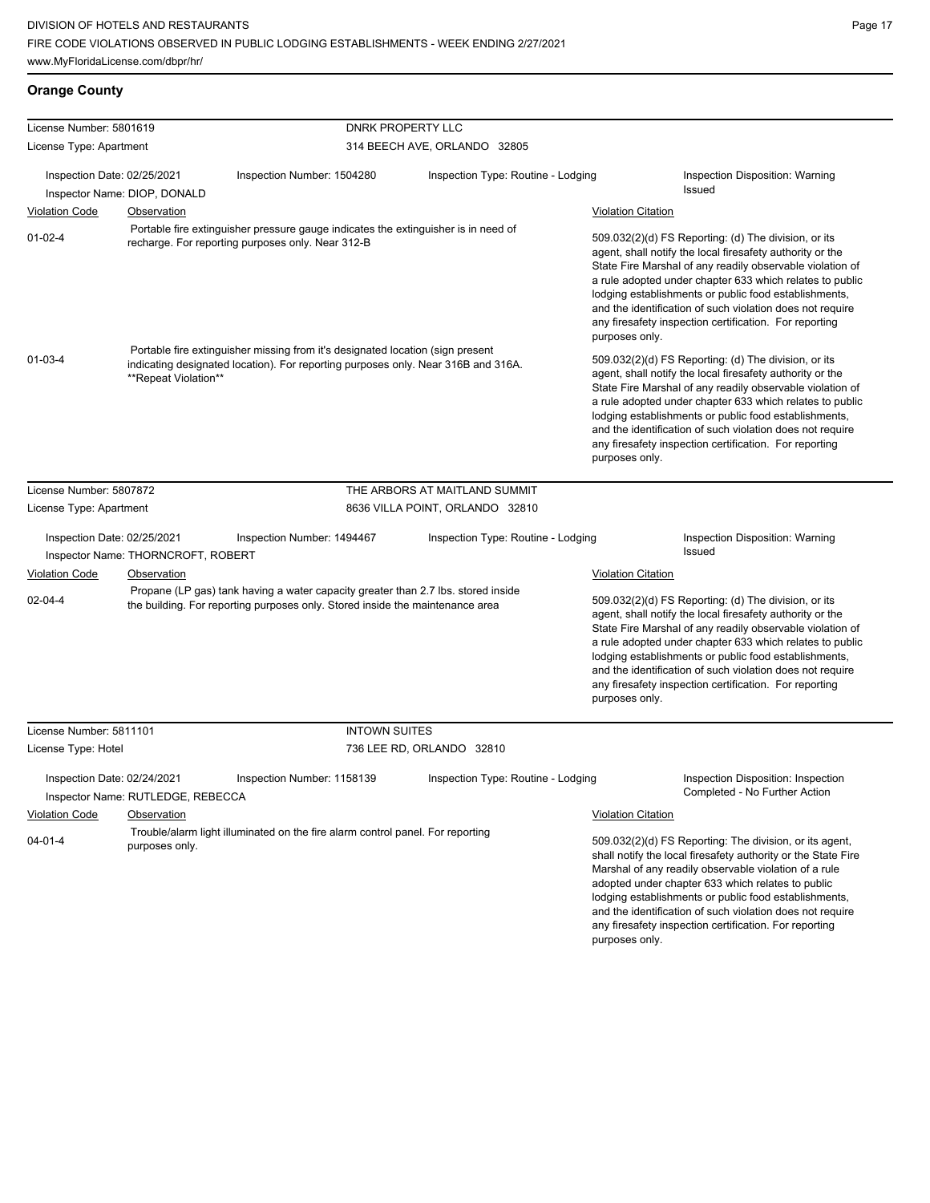## Orange County

**License Number:** 5801619 — **DNRK PROPERTY LLC**
**License Type:** Apartment — 314 BEECH AVE, ORLANDO 32805

Inspection Date: 02/25/2021 | Inspection Number: 1504280 | Inspection Type: Routine - Lodging | Inspection Disposition: Warning Issued
Inspector Name: DIOP, DONALD

| Violation Code | Observation | Violation Citation |
| --- | --- | --- |
| 01-02-4 | Portable fire extinguisher pressure gauge indicates the extinguisher is in need of recharge. For reporting purposes only. Near 312-B | 509.032(2)(d) FS Reporting: (d) The division, or its agent, shall notify the local firesafety authority or the State Fire Marshal of any readily observable violation of a rule adopted under chapter 633 which relates to public lodging establishments or public food establishments, and the identification of such violation does not require any firesafety inspection certification. For reporting purposes only. |
| 01-03-4 | Portable fire extinguisher missing from it's designated location (sign present indicating designated location). For reporting purposes only. Near 316B and 316A. **Repeat Violation** | 509.032(2)(d) FS Reporting: (d) The division, or its agent, shall notify the local firesafety authority or the State Fire Marshal of any readily observable violation of a rule adopted under chapter 633 which relates to public lodging establishments or public food establishments, and the identification of such violation does not require any firesafety inspection certification. For reporting purposes only. |

**License Number:** 5807872 — **THE ARBORS AT MAITLAND SUMMIT**
**License Type:** Apartment — 8636 VILLA POINT, ORLANDO 32810

Inspection Date: 02/25/2021 | Inspection Number: 1494467 | Inspection Type: Routine - Lodging | Inspection Disposition: Warning Issued
Inspector Name: THORNCROFT, ROBERT

| Violation Code | Observation | Violation Citation |
| --- | --- | --- |
| 02-04-4 | Propane (LP gas) tank having a water capacity greater than 2.7 lbs. stored inside the building. For reporting purposes only. Stored inside the maintenance area | 509.032(2)(d) FS Reporting: (d) The division, or its agent, shall notify the local firesafety authority or the State Fire Marshal of any readily observable violation of a rule adopted under chapter 633 which relates to public lodging establishments or public food establishments, and the identification of such violation does not require any firesafety inspection certification. For reporting purposes only. |

**License Number:** 5811101 — **INTOWN SUITES**
**License Type:** Hotel — 736 LEE RD, ORLANDO 32810

Inspection Date: 02/24/2021 | Inspection Number: 1158139 | Inspection Type: Routine - Lodging | Inspection Disposition: Inspection Completed - No Further Action
Inspector Name: RUTLEDGE, REBECCA

| Violation Code | Observation | Violation Citation |
| --- | --- | --- |
| 04-01-4 | Trouble/alarm light illuminated on the fire alarm control panel. For reporting purposes only. | 509.032(2)(d) FS Reporting: The division, or its agent, shall notify the local firesafety authority or the State Fire Marshal of any readily observable violation of a rule adopted under chapter 633 which relates to public lodging establishments or public food establishments, and the identification of such violation does not require any firesafety inspection certification. For reporting purposes only. |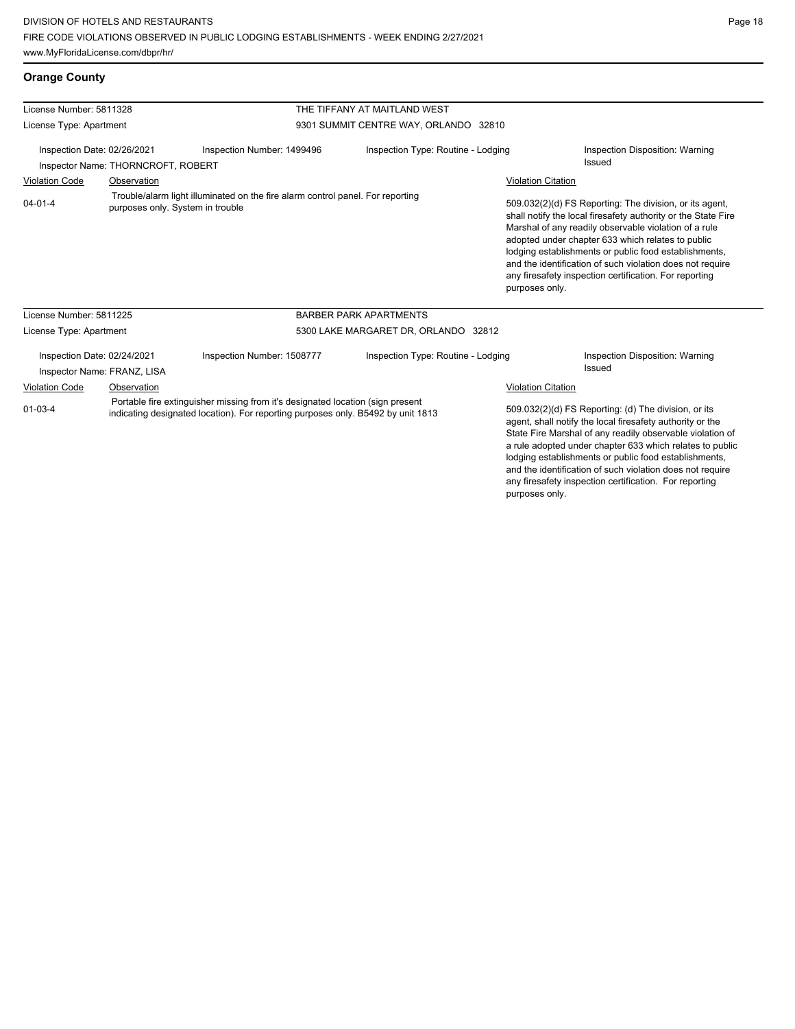## Orange County

**License Number:** 5811328 — THE TIFFANY AT MAITLAND WEST
**License Type:** Apartment — 9301 SUMMIT CENTRE WAY, ORLANDO 32810

Inspection Date: 02/26/2021 | Inspection Number: 1499496 | Inspection Type: Routine - Lodging | Inspection Disposition: Warning Issued
Inspector Name: THORNCROFT, ROBERT

| Violation Code | Observation | Violation Citation |
| --- | --- | --- |
| 04-01-4 | Trouble/alarm light illuminated on the fire alarm control panel. For reporting purposes only. System in trouble | 509.032(2)(d) FS Reporting: The division, or its agent, shall notify the local firesafety authority or the State Fire Marshal of any readily observable violation of a rule adopted under chapter 633 which relates to public lodging establishments or public food establishments, and the identification of such violation does not require any firesafety inspection certification. For reporting purposes only. |

**License Number:** 5811225 — BARBER PARK APARTMENTS
**License Type:** Apartment — 5300 LAKE MARGARET DR, ORLANDO 32812

Inspection Date: 02/24/2021 | Inspection Number: 1508777 | Inspection Type: Routine - Lodging | Inspection Disposition: Warning Issued
Inspector Name: FRANZ, LISA

| Violation Code | Observation | Violation Citation |
| --- | --- | --- |
| 01-03-4 | Portable fire extinguisher missing from it's designated location (sign present indicating designated location). For reporting purposes only. B5492 by unit 1813 | 509.032(2)(d) FS Reporting: (d) The division, or its agent, shall notify the local firesafety authority or the State Fire Marshal of any readily observable violation of a rule adopted under chapter 633 which relates to public lodging establishments or public food establishments, and the identification of such violation does not require any firesafety inspection certification. For reporting purposes only. |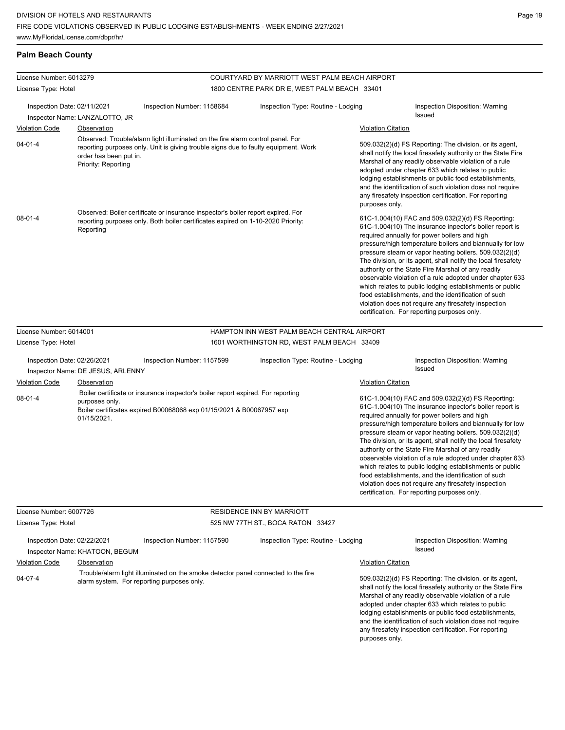## Palm Beach County

| License Number: 6013279 | COURTYARD BY MARRIOTT WEST PALM BEACH AIRPORT |
|---|---|
| License Type: Hotel | 1800 CENTRE PARK DR E, WEST PALM BEACH 33401 |

Inspection Date: 02/11/2021 | Inspection Number: 1158684 | Inspection Type: Routine - Lodging | Inspection Disposition: Warning Issued

Inspector Name: LANZALOTTO, JR

| Violation Code | Observation | Violation Citation |
|---|---|---|
| 04-01-4 | Observed: Trouble/alarm light illuminated on the fire alarm control panel. For reporting purposes only. Unit is giving trouble signs due to faulty equipment. Work order has been put in. Priority: Reporting | 509.032(2)(d) FS Reporting: The division, or its agent, shall notify the local firesafety authority or the State Fire Marshal of any readily observable violation of a rule adopted under chapter 633 which relates to public lodging establishments or public food establishments, and the identification of such violation does not require any firesafety inspection certification. For reporting purposes only. |
| 08-01-4 | Observed: Boiler certificate or insurance inspector's boiler report expired. For reporting purposes only. Both boiler certificates expired on 1-10-2020 Priority: Reporting | 61C-1.004(10) FAC and 509.032(2)(d) FS Reporting: 61C-1.004(10) The insurance inpector's boiler report is required annually for power boilers and high pressure/high temperature boilers and biannually for low pressure steam or vapor heating boilers. 509.032(2)(d) The division, or its agent, shall notify the local firesafety authority or the State Fire Marshal of any readily observable violation of a rule adopted under chapter 633 which relates to public lodging establishments or public food establishments, and the identification of such violation does not require any firesafety inspection certification. For reporting purposes only. |

| License Number: 6014001 | HAMPTON INN WEST PALM BEACH CENTRAL AIRPORT |
|---|---|
| License Type: Hotel | 1601 WORTHINGTON RD, WEST PALM BEACH 33409 |

Inspection Date: 02/26/2021 | Inspection Number: 1157599 | Inspection Type: Routine - Lodging | Inspection Disposition: Warning Issued

Inspector Name: DE JESUS, ARLENNY

| Violation Code | Observation | Violation Citation |
|---|---|---|
| 08-01-4 | Boiler certificate or insurance inspector's boiler report expired. For reporting purposes only. Boiler certificates expired B00068068 exp 01/15/2021 & B00067957 exp 01/15/2021. | 61C-1.004(10) FAC and 509.032(2)(d) FS Reporting: 61C-1.004(10) The insurance inpector's boiler report is required annually for power boilers and high pressure/high temperature boilers and biannually for low pressure steam or vapor heating boilers. 509.032(2)(d) The division, or its agent, shall notify the local firesafety authority or the State Fire Marshal of any readily observable violation of a rule adopted under chapter 633 which relates to public lodging establishments or public food establishments, and the identification of such violation does not require any firesafety inspection certification. For reporting purposes only. |

| License Number: 6007726 | RESIDENCE INN BY MARRIOTT |
|---|---|
| License Type: Hotel | 525 NW 77TH ST., BOCA RATON 33427 |

Inspection Date: 02/22/2021 | Inspection Number: 1157590 | Inspection Type: Routine - Lodging | Inspection Disposition: Warning Issued

Inspector Name: KHATOON, BEGUM

| Violation Code | Observation | Violation Citation |
|---|---|---|
| 04-07-4 | Trouble/alarm light illuminated on the smoke detector panel connected to the fire alarm system. For reporting purposes only. | 509.032(2)(d) FS Reporting: The division, or its agent, shall notify the local firesafety authority or the State Fire Marshal of any readily observable violation of a rule adopted under chapter 633 which relates to public lodging establishments or public food establishments, and the identification of such violation does not require any firesafety inspection certification. For reporting purposes only. |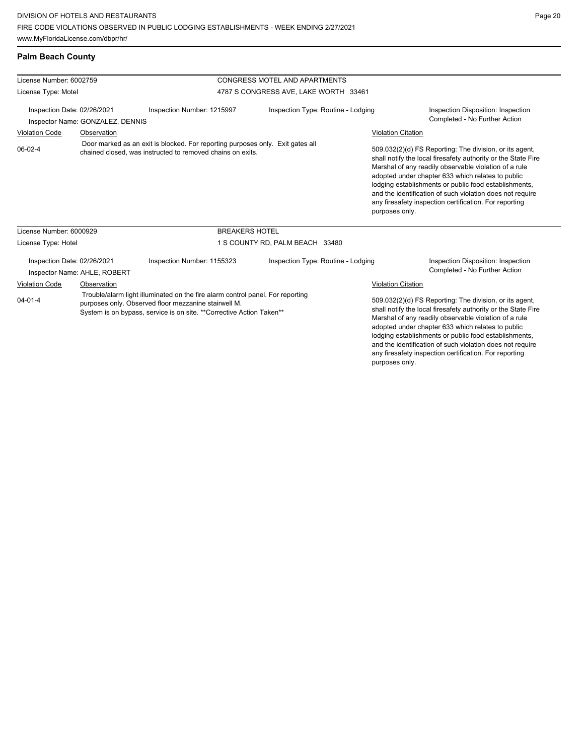## Palm Beach County

**License Number:** 6002759 — CONGRESS MOTEL AND APARTMENTS
**License Type:** Motel — 4787 S CONGRESS AVE, LAKE WORTH 33461

Inspection Date: 02/26/2021 | Inspection Number: 1215997 | Inspection Type: Routine - Lodging | Inspection Disposition: Inspection Completed - No Further Action

Inspector Name: GONZALEZ, DENNIS

| Violation Code | Observation | Violation Citation |
|---|---|---|
| 06-02-4 | Door marked as an exit is blocked. For reporting purposes only. Exit gates all chained closed, was instructed to removed chains on exits. | 509.032(2)(d) FS Reporting: The division, or its agent, shall notify the local firesafety authority or the State Fire Marshal of any readily observable violation of a rule adopted under chapter 633 which relates to public lodging establishments or public food establishments, and the identification of such violation does not require any firesafety inspection certification. For reporting purposes only. |

**License Number:** 6000929 — BREAKERS HOTEL
**License Type:** Hotel — 1 S COUNTY RD, PALM BEACH 33480

Inspection Date: 02/26/2021 | Inspection Number: 1155323 | Inspection Type: Routine - Lodging | Inspection Disposition: Inspection Completed - No Further Action

Inspector Name: AHLE, ROBERT

| Violation Code | Observation | Violation Citation |
|---|---|---|
| 04-01-4 | Trouble/alarm light illuminated on the fire alarm control panel. For reporting purposes only. Observed floor mezzanine stairwell M. System is on bypass, service is on site. **Corrective Action Taken** | 509.032(2)(d) FS Reporting: The division, or its agent, shall notify the local firesafety authority or the State Fire Marshal of any readily observable violation of a rule adopted under chapter 633 which relates to public lodging establishments or public food establishments, and the identification of such violation does not require any firesafety inspection certification. For reporting purposes only. |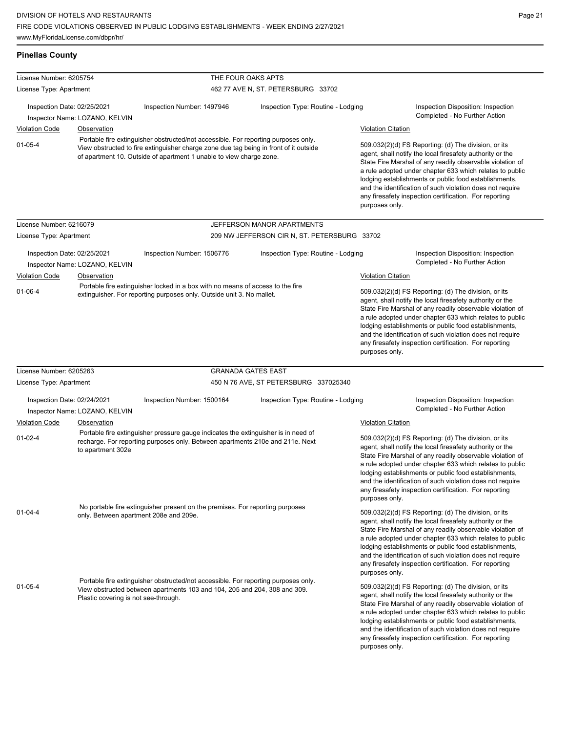## Pinellas County

| License Number: 6205754 | | THE FOUR OAKS APTS | |
|---|---|---|---|
| License Type: Apartment | | 462 77 AVE N, ST. PETERSBURG 33702 | |
| Inspection Date: 02/25/2021<br>Inspector Name: LOZANO, KELVIN | Inspection Number: 1497946 | Inspection Type: Routine - Lodging | Inspection Disposition: Inspection Completed - No Further Action |

| Violation Code | Observation | Violation Citation |
|---|---|---|
| 01-05-4 | Portable fire extinguisher obstructed/not accessible. For reporting purposes only. View obstructed to fire extinguisher charge zone due tag being in front of it outside of apartment 10. Outside of apartment 1 unable to view charge zone. | 509.032(2)(d) FS Reporting: (d) The division, or its agent, shall notify the local firesafety authority or the State Fire Marshal of any readily observable violation of a rule adopted under chapter 633 which relates to public lodging establishments or public food establishments, and the identification of such violation does not require any firesafety inspection certification. For reporting purposes only. |

| License Number: 6216079 | | JEFFERSON MANOR APARTMENTS | |
|---|---|---|---|
| License Type: Apartment | | 209 NW JEFFERSON CIR N, ST. PETERSBURG 33702 | |
| Inspection Date: 02/25/2021<br>Inspector Name: LOZANO, KELVIN | Inspection Number: 1506776 | Inspection Type: Routine - Lodging | Inspection Disposition: Inspection Completed - No Further Action |

| Violation Code | Observation | Violation Citation |
|---|---|---|
| 01-06-4 | Portable fire extinguisher locked in a box with no means of access to the fire extinguisher. For reporting purposes only. Outside unit 3. No mallet. | 509.032(2)(d) FS Reporting: (d) The division, or its agent, shall notify the local firesafety authority or the State Fire Marshal of any readily observable violation of a rule adopted under chapter 633 which relates to public lodging establishments or public food establishments, and the identification of such violation does not require any firesafety inspection certification. For reporting purposes only. |

| License Number: 6205263 | | GRANADA GATES EAST | |
|---|---|---|---|
| License Type: Apartment | | 450 N 76 AVE, ST PETERSBURG 337025340 | |
| Inspection Date: 02/24/2021<br>Inspector Name: LOZANO, KELVIN | Inspection Number: 1500164 | Inspection Type: Routine - Lodging | Inspection Disposition: Inspection Completed - No Further Action |

| Violation Code | Observation | Violation Citation |
|---|---|---|
| 01-02-4 | Portable fire extinguisher pressure gauge indicates the extinguisher is in need of recharge. For reporting purposes only. Between apartments 210e and 211e. Next to apartment 302e | 509.032(2)(d) FS Reporting: (d) The division, or its agent, shall notify the local firesafety authority or the State Fire Marshal of any readily observable violation of a rule adopted under chapter 633 which relates to public lodging establishments or public food establishments, and the identification of such violation does not require any firesafety inspection certification. For reporting purposes only. |
| 01-04-4 | No portable fire extinguisher present on the premises. For reporting purposes only. Between apartment 208e and 209e. | 509.032(2)(d) FS Reporting: (d) The division, or its agent, shall notify the local firesafety authority or the State Fire Marshal of any readily observable violation of a rule adopted under chapter 633 which relates to public lodging establishments or public food establishments, and the identification of such violation does not require any firesafety inspection certification. For reporting purposes only. |
| 01-05-4 | Portable fire extinguisher obstructed/not accessible. For reporting purposes only. View obstructed between apartments 103 and 104, 205 and 204, 308 and 309. Plastic covering is not see-through. | 509.032(2)(d) FS Reporting: (d) The division, or its agent, shall notify the local firesafety authority or the State Fire Marshal of any readily observable violation of a rule adopted under chapter 633 which relates to public lodging establishments or public food establishments, and the identification of such violation does not require any firesafety inspection certification. For reporting purposes only. |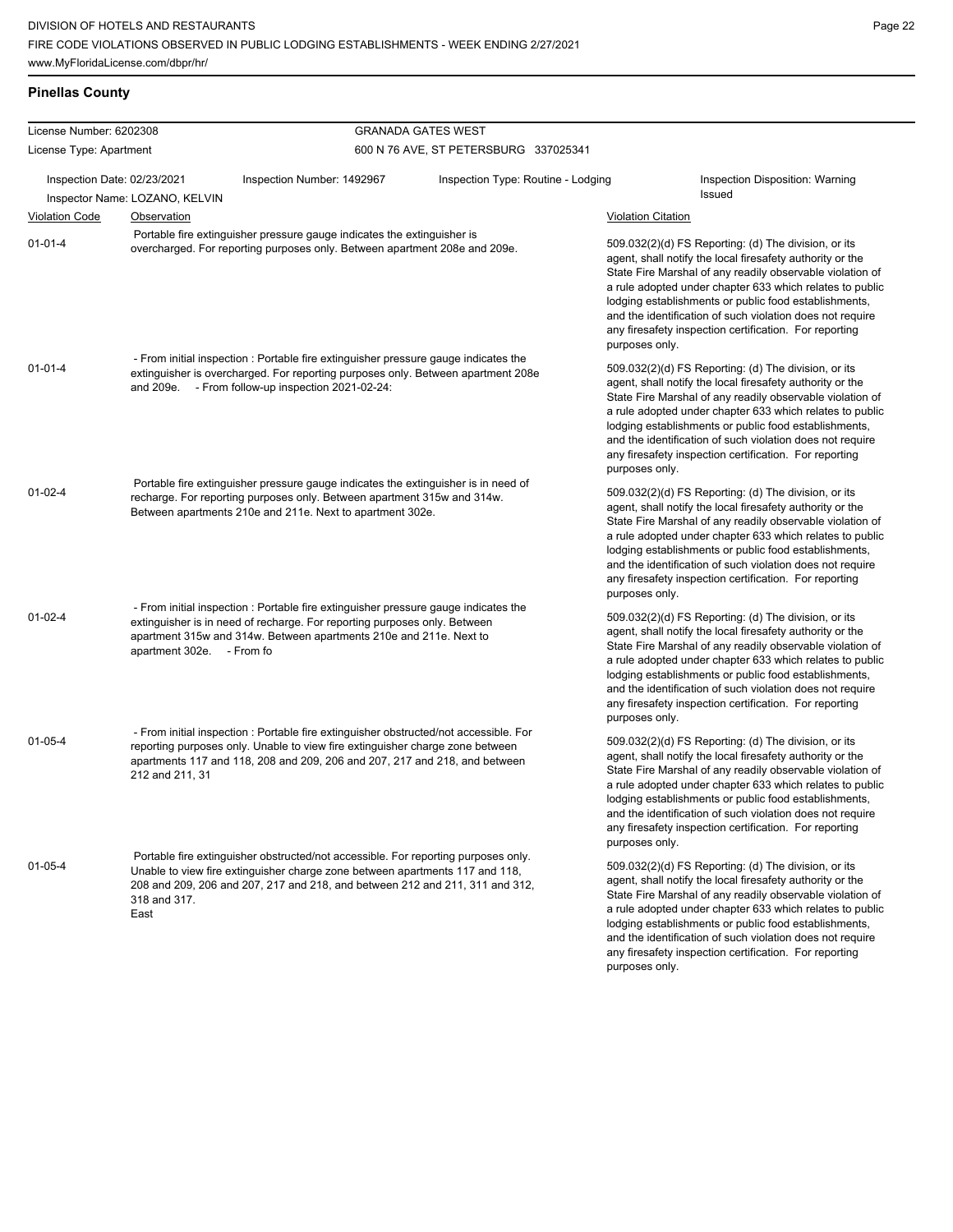**Pinellas County**

| License Number: 6202308 | | GRANADA GATES WEST | |
|---|---|---|---|
| License Type: Apartment | | 600 N 76 AVE, ST PETERSBURG 337025341 | |
| Inspection Date: 02/23/2021 | Inspection Number: 1492967 | Inspection Type: Routine - Lodging | Inspection Disposition: Warning Issued |
| Inspector Name: LOZANO, KELVIN | | | |

| Violation Code | Observation | Violation Citation |
|---|---|---|
| 01-01-4 | Portable fire extinguisher pressure gauge indicates the extinguisher is overcharged. For reporting purposes only. Between apartment 208e and 209e. | 509.032(2)(d) FS Reporting: (d) The division, or its agent, shall notify the local firesafety authority or the State Fire Marshal of any readily observable violation of a rule adopted under chapter 633 which relates to public lodging establishments or public food establishments, and the identification of such violation does not require any firesafety inspection certification. For reporting purposes only. |
| 01-01-4 | - From initial inspection : Portable fire extinguisher pressure gauge indicates the extinguisher is overcharged. For reporting purposes only. Between apartment 208e and 209e. - From follow-up inspection 2021-02-24: | 509.032(2)(d) FS Reporting: (d) The division, or its agent, shall notify the local firesafety authority or the State Fire Marshal of any readily observable violation of a rule adopted under chapter 633 which relates to public lodging establishments or public food establishments, and the identification of such violation does not require any firesafety inspection certification. For reporting purposes only. |
| 01-02-4 | Portable fire extinguisher pressure gauge indicates the extinguisher is in need of recharge. For reporting purposes only. Between apartment 315w and 314w. Between apartments 210e and 211e. Next to apartment 302e. | 509.032(2)(d) FS Reporting: (d) The division, or its agent, shall notify the local firesafety authority or the State Fire Marshal of any readily observable violation of a rule adopted under chapter 633 which relates to public lodging establishments or public food establishments, and the identification of such violation does not require any firesafety inspection certification. For reporting purposes only. |
| 01-02-4 | - From initial inspection : Portable fire extinguisher pressure gauge indicates the extinguisher is in need of recharge. For reporting purposes only. Between apartment 315w and 314w. Between apartments 210e and 211e. Next to apartment 302e. - From fo | 509.032(2)(d) FS Reporting: (d) The division, or its agent, shall notify the local firesafety authority or the State Fire Marshal of any readily observable violation of a rule adopted under chapter 633 which relates to public lodging establishments or public food establishments, and the identification of such violation does not require any firesafety inspection certification. For reporting purposes only. |
| 01-05-4 | - From initial inspection : Portable fire extinguisher obstructed/not accessible. For reporting purposes only. Unable to view fire extinguisher charge zone between apartments 117 and 118, 208 and 209, 206 and 207, 217 and 218, and between 212 and 211, 31 | 509.032(2)(d) FS Reporting: (d) The division, or its agent, shall notify the local firesafety authority or the State Fire Marshal of any readily observable violation of a rule adopted under chapter 633 which relates to public lodging establishments or public food establishments, and the identification of such violation does not require any firesafety inspection certification. For reporting purposes only. |
| 01-05-4 | Portable fire extinguisher obstructed/not accessible. For reporting purposes only. Unable to view fire extinguisher charge zone between apartments 117 and 118, 208 and 209, 206 and 207, 217 and 218, and between 212 and 211, 311 and 312, 318 and 317. East | 509.032(2)(d) FS Reporting: (d) The division, or its agent, shall notify the local firesafety authority or the State Fire Marshal of any readily observable violation of a rule adopted under chapter 633 which relates to public lodging establishments or public food establishments, and the identification of such violation does not require any firesafety inspection certification. For reporting purposes only. |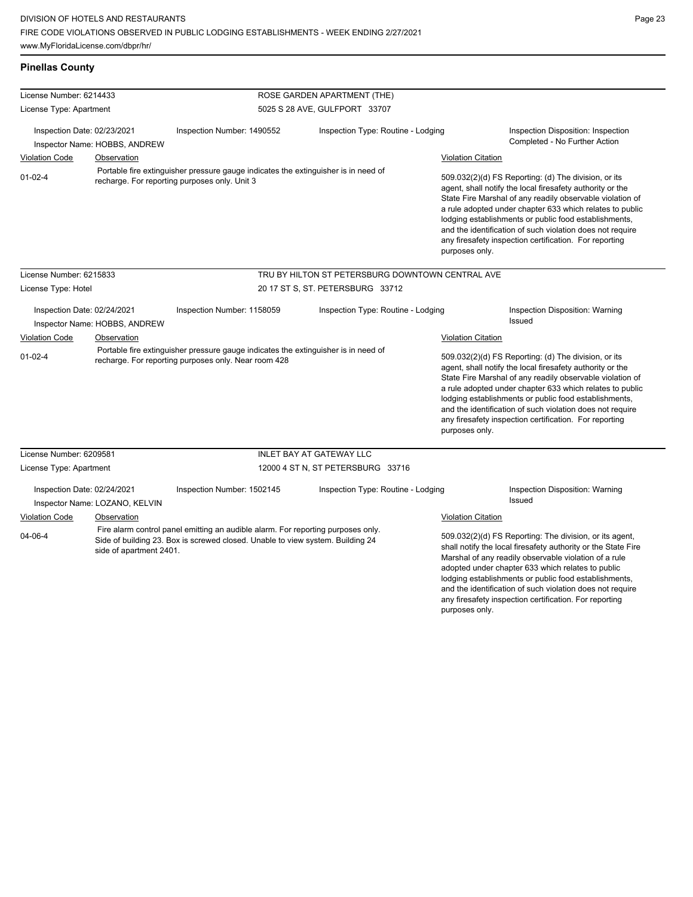## Pinellas County

| License Number: 6214433 | | ROSE GARDEN APARTMENT (THE) | |
|---|---|---|---|
| License Type: Apartment | | 5025 S 28 AVE, GULFPORT 33707 | |
| Inspection Date: 02/23/2021 | Inspection Number: 1490552 | Inspection Type: Routine - Lodging | Inspection Disposition: Inspection Completed - No Further Action |
| Inspector Name: HOBBS, ANDREW | | | |

| Violation Code | Observation | Violation Citation |
|---|---|---|
| 01-02-4 | Portable fire extinguisher pressure gauge indicates the extinguisher is in need of recharge. For reporting purposes only. Unit 3 | 509.032(2)(d) FS Reporting: (d) The division, or its agent, shall notify the local firesafety authority or the State Fire Marshal of any readily observable violation of a rule adopted under chapter 633 which relates to public lodging establishments or public food establishments, and the identification of such violation does not require any firesafety inspection certification. For reporting purposes only. |

| License Number: 6215833 | | TRU BY HILTON ST PETERSBURG DOWNTOWN CENTRAL AVE | |
|---|---|---|---|
| License Type: Hotel | | 20 17 ST S, ST. PETERSBURG 33712 | |
| Inspection Date: 02/24/2021 | Inspection Number: 1158059 | Inspection Type: Routine - Lodging | Inspection Disposition: Warning Issued |
| Inspector Name: HOBBS, ANDREW | | | |

| Violation Code | Observation | Violation Citation |
|---|---|---|
| 01-02-4 | Portable fire extinguisher pressure gauge indicates the extinguisher is in need of recharge. For reporting purposes only. Near room 428 | 509.032(2)(d) FS Reporting: (d) The division, or its agent, shall notify the local firesafety authority or the State Fire Marshal of any readily observable violation of a rule adopted under chapter 633 which relates to public lodging establishments or public food establishments, and the identification of such violation does not require any firesafety inspection certification. For reporting purposes only. |

| License Number: 6209581 | | INLET BAY AT GATEWAY LLC | |
|---|---|---|---|
| License Type: Apartment | | 12000 4 ST N, ST PETERSBURG 33716 | |
| Inspection Date: 02/24/2021 | Inspection Number: 1502145 | Inspection Type: Routine - Lodging | Inspection Disposition: Warning Issued |
| Inspector Name: LOZANO, KELVIN | | | |

| Violation Code | Observation | Violation Citation |
|---|---|---|
| 04-06-4 | Fire alarm control panel emitting an audible alarm. For reporting purposes only. Side of building 23. Box is screwed closed. Unable to view system. Building 24 side of apartment 2401. | 509.032(2)(d) FS Reporting: The division, or its agent, shall notify the local firesafety authority or the State Fire Marshal of any readily observable violation of a rule adopted under chapter 633 which relates to public lodging establishments or public food establishments, and the identification of such violation does not require any firesafety inspection certification. For reporting purposes only. |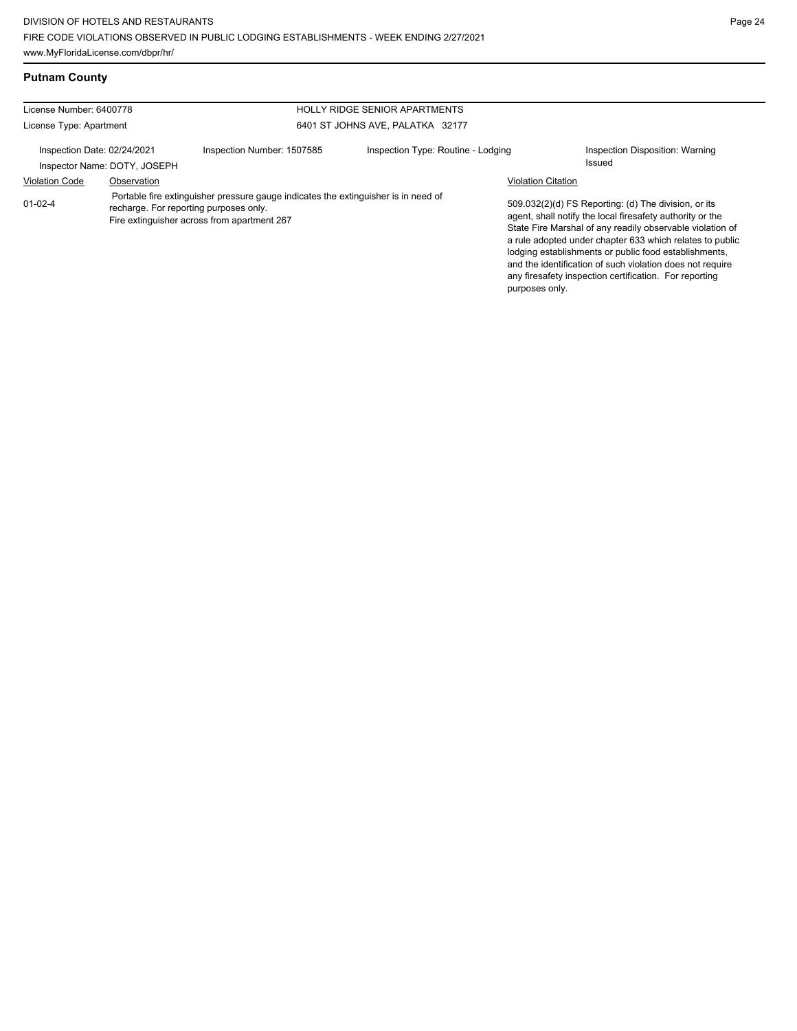## Putnam County

| License Number: 6400778 | | HOLLY RIDGE SENIOR APARTMENTS | |
|---|---|---|---|
| License Type: Apartment | | 6401 ST JOHNS AVE, PALATKA 32177 | |
| Inspection Date: 02/24/2021 | Inspection Number: 1507585 | Inspection Type: Routine - Lodging | Inspection Disposition: Warning Issued |
| Inspector Name: DOTY, JOSEPH | | | |

| Violation Code | Observation | Violation Citation |
|---|---|---|
| 01-02-4 | Portable fire extinguisher pressure gauge indicates the extinguisher is in need of recharge. For reporting purposes only. Fire extinguisher across from apartment 267 | 509.032(2)(d) FS Reporting: (d) The division, or its agent, shall notify the local firesafety authority or the State Fire Marshal of any readily observable violation of a rule adopted under chapter 633 which relates to public lodging establishments or public food establishments, and the identification of such violation does not require any firesafety inspection certification. For reporting purposes only. |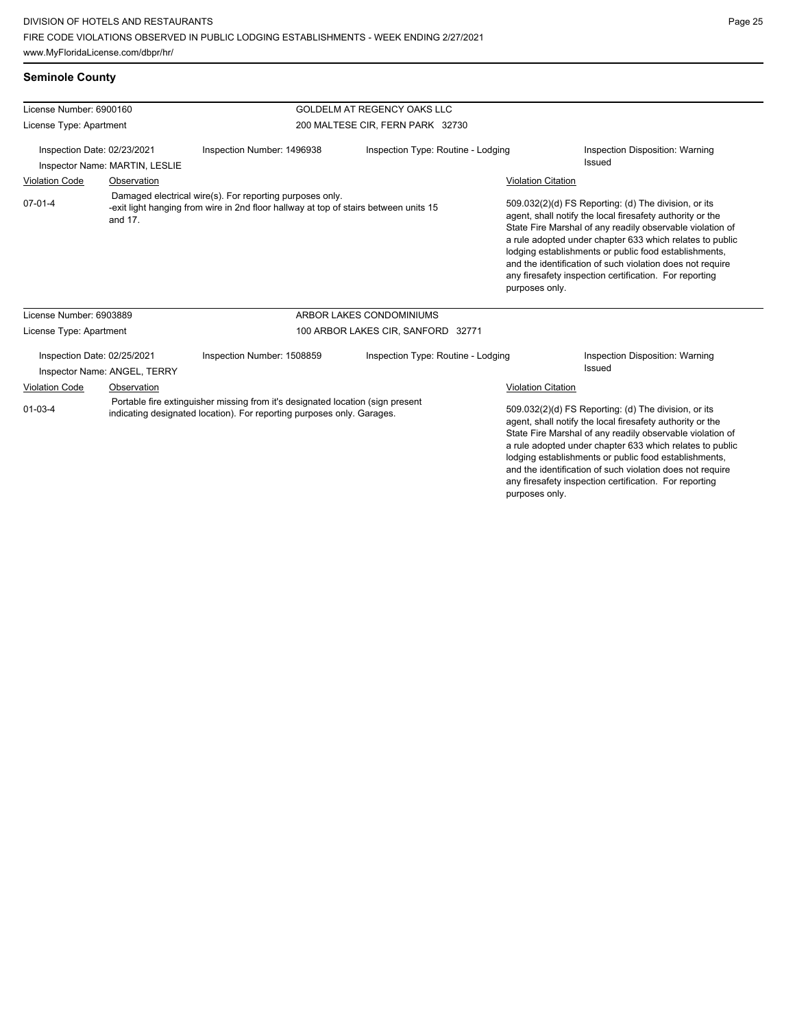## Seminole County

License Number: 6900160
License Type: Apartment

**GOLDELM AT REGENCY OAKS LLC**
200 MALTESE CIR, FERN PARK 32730

Inspection Date: 02/23/2021
Inspector Name: MARTIN, LESLIE
Inspection Number: 1496938
Inspection Type: Routine - Lodging
Inspection Disposition: Warning Issued

| Violation Code | Observation | Violation Citation |
|---|---|---|
| 07-01-4 | Damaged electrical wire(s). For reporting purposes only. -exit light hanging from wire in 2nd floor hallway at top of stairs between units 15 and 17. | 509.032(2)(d) FS Reporting: (d) The division, or its agent, shall notify the local firesafety authority or the State Fire Marshal of any readily observable violation of a rule adopted under chapter 633 which relates to public lodging establishments or public food establishments, and the identification of such violation does not require any firesafety inspection certification. For reporting purposes only. |

License Number: 6903889
License Type: Apartment

**ARBOR LAKES CONDOMINIUMS**
100 ARBOR LAKES CIR, SANFORD 32771

Inspection Date: 02/25/2021
Inspector Name: ANGEL, TERRY
Inspection Number: 1508859
Inspection Type: Routine - Lodging
Inspection Disposition: Warning Issued

| Violation Code | Observation | Violation Citation |
|---|---|---|
| 01-03-4 | Portable fire extinguisher missing from it's designated location (sign present indicating designated location). For reporting purposes only. Garages. | 509.032(2)(d) FS Reporting: (d) The division, or its agent, shall notify the local firesafety authority or the State Fire Marshal of any readily observable violation of a rule adopted under chapter 633 which relates to public lodging establishments or public food establishments, and the identification of such violation does not require any firesafety inspection certification. For reporting purposes only. |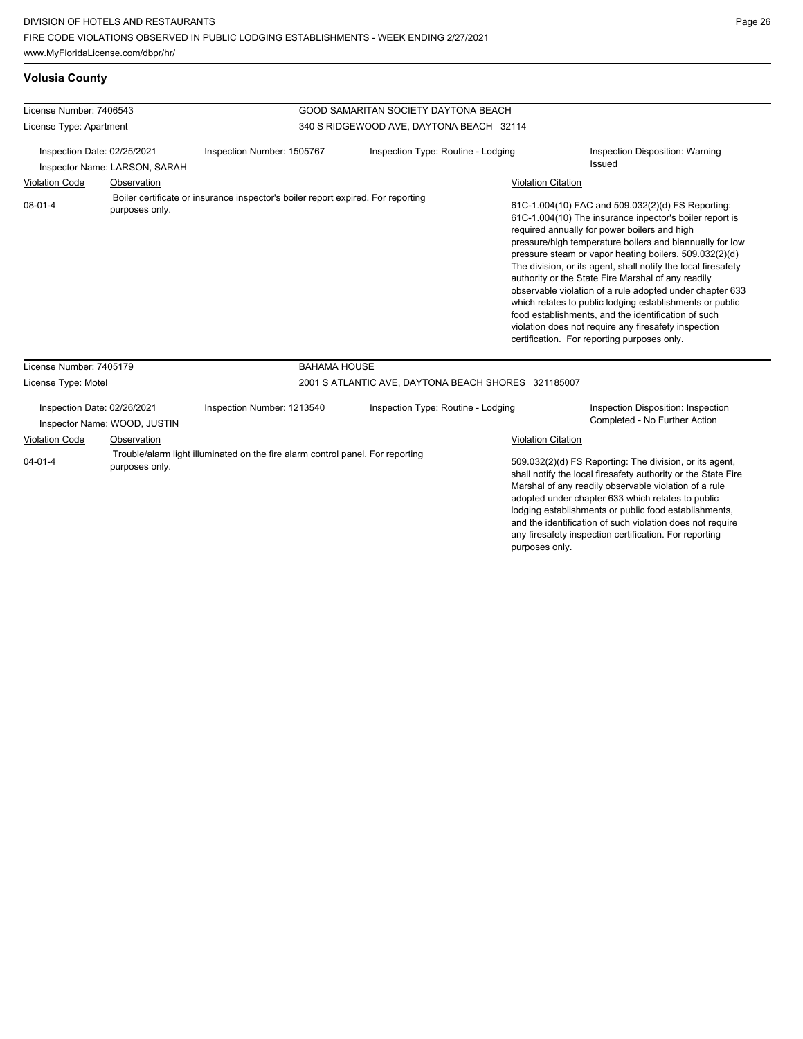## Volusia County

**License Number:** 7406543
**License Type:** Apartment

**GOOD SAMARITAN SOCIETY DAYTONA BEACH**
340 S RIDGEWOOD AVE, DAYTONA BEACH 32114

Inspection Date: 02/25/2021
Inspector Name: LARSON, SARAH
Inspection Number: 1505767
Inspection Type: Routine - Lodging
Inspection Disposition: Warning Issued

| Violation Code | Observation | Violation Citation |
|---|---|---|
| 08-01-4 | Boiler certificate or insurance inspector's boiler report expired. For reporting purposes only. | 61C-1.004(10) FAC and 509.032(2)(d) FS Reporting: 61C-1.004(10) The insurance inpector's boiler report is required annually for power boilers and high pressure/high temperature boilers and biannually for low pressure steam or vapor heating boilers. 509.032(2)(d) The division, or its agent, shall notify the local firesafety authority or the State Fire Marshal of any readily observable violation of a rule adopted under chapter 633 which relates to public lodging establishments or public food establishments, and the identification of such violation does not require any firesafety inspection certification. For reporting purposes only. |

**License Number:** 7405179
**License Type:** Motel

**BAHAMA HOUSE**
2001 S ATLANTIC AVE, DAYTONA BEACH SHORES 321185007

Inspection Date: 02/26/2021
Inspector Name: WOOD, JUSTIN
Inspection Number: 1213540
Inspection Type: Routine - Lodging
Inspection Disposition: Inspection Completed - No Further Action

| Violation Code | Observation | Violation Citation |
|---|---|---|
| 04-01-4 | Trouble/alarm light illuminated on the fire alarm control panel. For reporting purposes only. | 509.032(2)(d) FS Reporting: The division, or its agent, shall notify the local firesafety authority or the State Fire Marshal of any readily observable violation of a rule adopted under chapter 633 which relates to public lodging establishments or public food establishments, and the identification of such violation does not require any firesafety inspection certification. For reporting purposes only. |